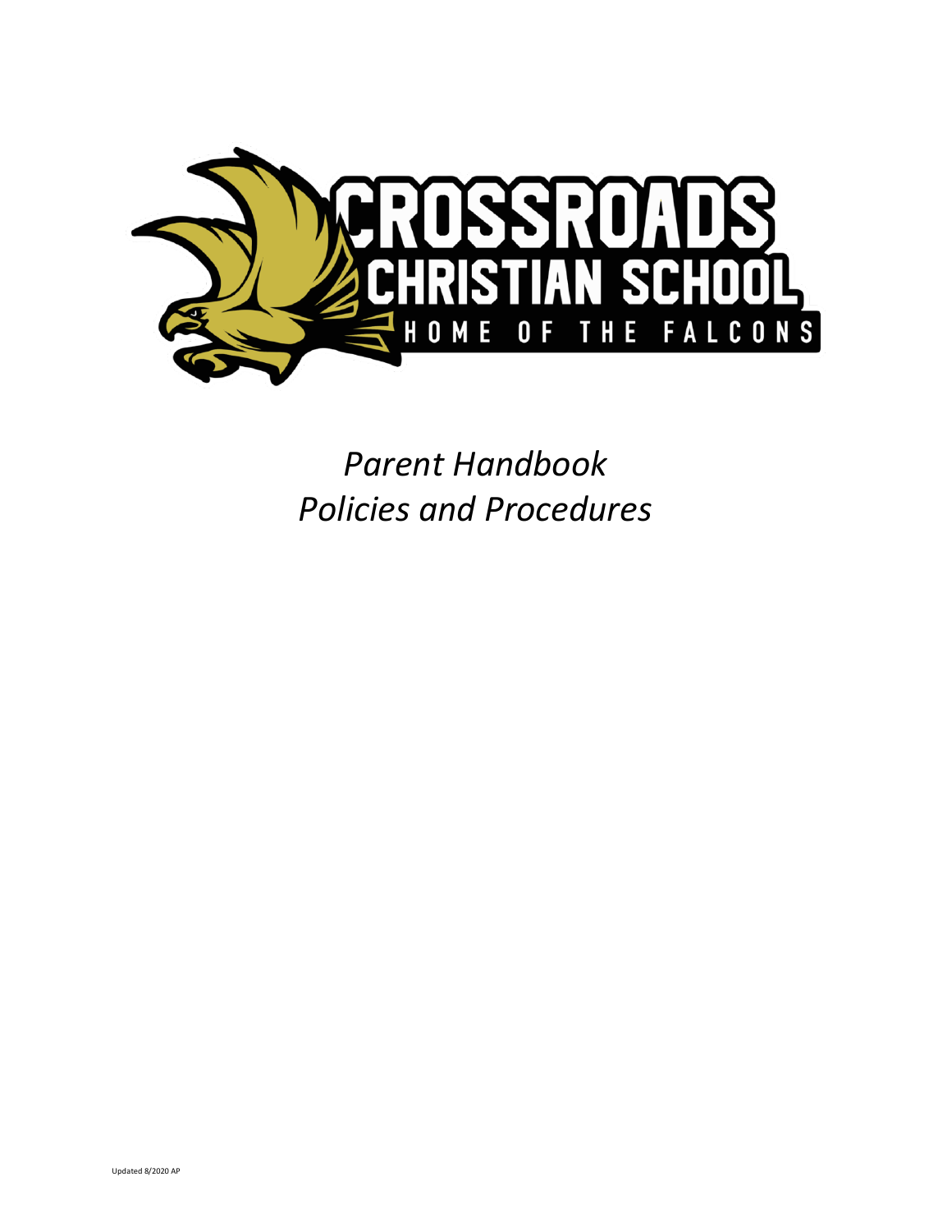# CROSSROADS CHRISTIAN SCHOOL

HOME OF THE FALCONS

*Parent Handbook*
*Policies and Procedures*

Updated 8/2020 AP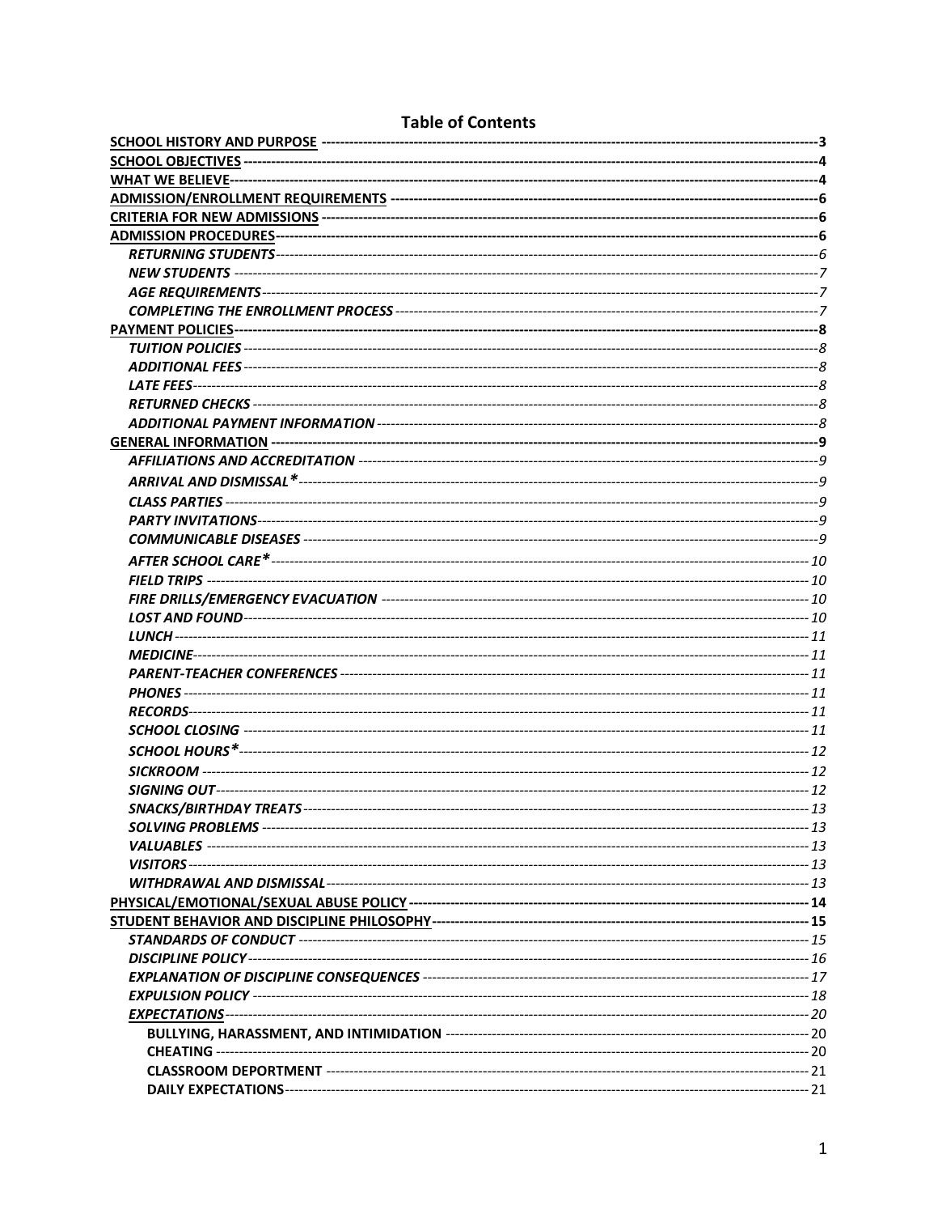# Table of Contents

| Section | Page |
|---|---|
| **SCHOOL HISTORY AND PURPOSE** | **3** |
| **SCHOOL OBJECTIVES** | **4** |
| **WHAT WE BELIEVE** | **4** |
| **ADMISSION/ENROLLMENT REQUIREMENTS** | **6** |
| **CRITERIA FOR NEW ADMISSIONS** | **6** |
| **ADMISSION PROCEDURES** | **6** |
| *RETURNING STUDENTS* | *6* |
| *NEW STUDENTS* | *7* |
| *AGE REQUIREMENTS* | *7* |
| *COMPLETING THE ENROLLMENT PROCESS* | *7* |
| **PAYMENT POLICIES** | **8** |
| *TUITION POLICIES* | *8* |
| *ADDITIONAL FEES* | *8* |
| *LATE FEES* | *8* |
| *RETURNED CHECKS* | *8* |
| *ADDITIONAL PAYMENT INFORMATION* | *8* |
| **GENERAL INFORMATION** | **9** |
| *AFFILIATIONS AND ACCREDITATION* | *9* |
| *ARRIVAL AND DISMISSAL** | *9* |
| *CLASS PARTIES* | *9* |
| *PARTY INVITATIONS* | *9* |
| *COMMUNICABLE DISEASES* | *9* |
| *AFTER SCHOOL CARE** | *10* |
| *FIELD TRIPS* | *10* |
| *FIRE DRILLS/EMERGENCY EVACUATION* | *10* |
| *LOST AND FOUND* | *10* |
| *LUNCH* | *11* |
| *MEDICINE* | *11* |
| *PARENT-TEACHER CONFERENCES* | *11* |
| *PHONES* | *11* |
| *RECORDS* | *11* |
| *SCHOOL CLOSING* | *11* |
| *SCHOOL HOURS** | *12* |
| *SICKROOM* | *12* |
| *SIGNING OUT* | *12* |
| *SNACKS/BIRTHDAY TREATS* | *13* |
| *SOLVING PROBLEMS* | *13* |
| *VALUABLES* | *13* |
| *VISITORS* | *13* |
| *WITHDRAWAL AND DISMISSAL* | *13* |
| **PHYSICAL/EMOTIONAL/SEXUAL ABUSE POLICY** | **14** |
| **STUDENT BEHAVIOR AND DISCIPLINE PHILOSOPHY** | **15** |
| *STANDARDS OF CONDUCT* | *15* |
| *DISCIPLINE POLICY* | *16* |
| *EXPLANATION OF DISCIPLINE CONSEQUENCES* | *17* |
| *EXPULSION POLICY* | *18* |
| *EXPECTATIONS* | *20* |
| BULLYING, HARASSMENT, AND INTIMIDATION | 20 |
| CHEATING | 20 |
| CLASSROOM DEPORTMENT | 21 |
| DAILY EXPECTATIONS | 21 |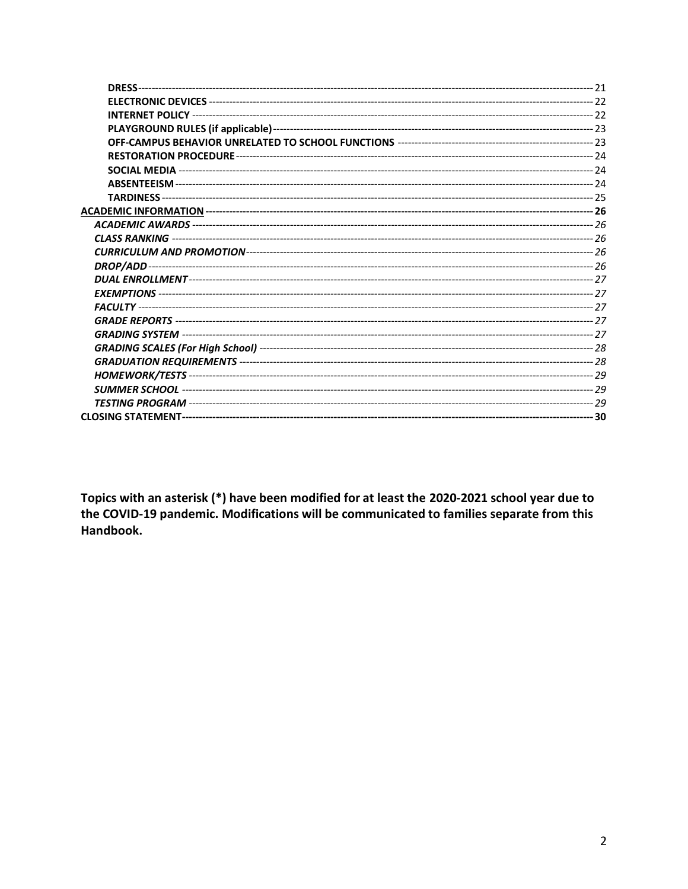**DRESS** ---------------------------------------------------------------------------------------------------------------------------------------- 21
**ELECTRONIC DEVICES** ---------------------------------------------------------------------------------------------------------------------- 22
**INTERNET POLICY** --------------------------------------------------------------------------------------------------------------------------- 22
**PLAYGROUND RULES (if applicable)** ---------------------------------------------------------------------------------------------------- 23
**OFF-CAMPUS BEHAVIOR UNRELATED TO SCHOOL FUNCTIONS** ---------------------------------------------------------- 23
**RESTORATION PROCEDURE** -------------------------------------------------------------------------------------------------------------- 24
**SOCIAL MEDIA** ------------------------------------------------------------------------------------------------------------------------------- 24
**ABSENTEEISM** ------------------------------------------------------------------------------------------------------------------------------- 24
**TARDINESS** ----------------------------------------------------------------------------------------------------------------------------------- 25
**ACADEMIC INFORMATION** ------------------------------------------------------------------------------------------------------------------ 26
***ACADEMIC AWARDS*** ---------------------------------------------------------------------------------------------------------------------- 26
***CLASS RANKING*** --------------------------------------------------------------------------------------------------------------------------- 26
***CURRICULUM AND PROMOTION*** ------------------------------------------------------------------------------------------------------- 26
***DROP/ADD*** ---------------------------------------------------------------------------------------------------------------------------------- 26
***DUAL ENROLLMENT*** ----------------------------------------------------------------------------------------------------------------------- 27
***EXEMPTIONS*** ------------------------------------------------------------------------------------------------------------------------------ 27
***FACULTY*** ------------------------------------------------------------------------------------------------------------------------------------ 27
***GRADE REPORTS*** ------------------------------------------------------------------------------------------------------------------------- 27
***GRADING SYSTEM*** ------------------------------------------------------------------------------------------------------------------------ 27
***GRADING SCALES (For High School)*** ------------------------------------------------------------------------------------------------- 28
***GRADUATION REQUIREMENTS*** --------------------------------------------------------------------------------------------------------- 28
***HOMEWORK/TESTS*** ---------------------------------------------------------------------------------------------------------------------- 29
***SUMMER SCHOOL*** ------------------------------------------------------------------------------------------------------------------------ 29
***TESTING PROGRAM*** ---------------------------------------------------------------------------------------------------------------------- 29
**CLOSING STATEMENT** ----------------------------------------------------------------------------------------------------------------------- 30

**Topics with an asterisk (*) have been modified for at least the 2020-2021 school year due to the COVID-19 pandemic. Modifications will be communicated to families separate from this Handbook.**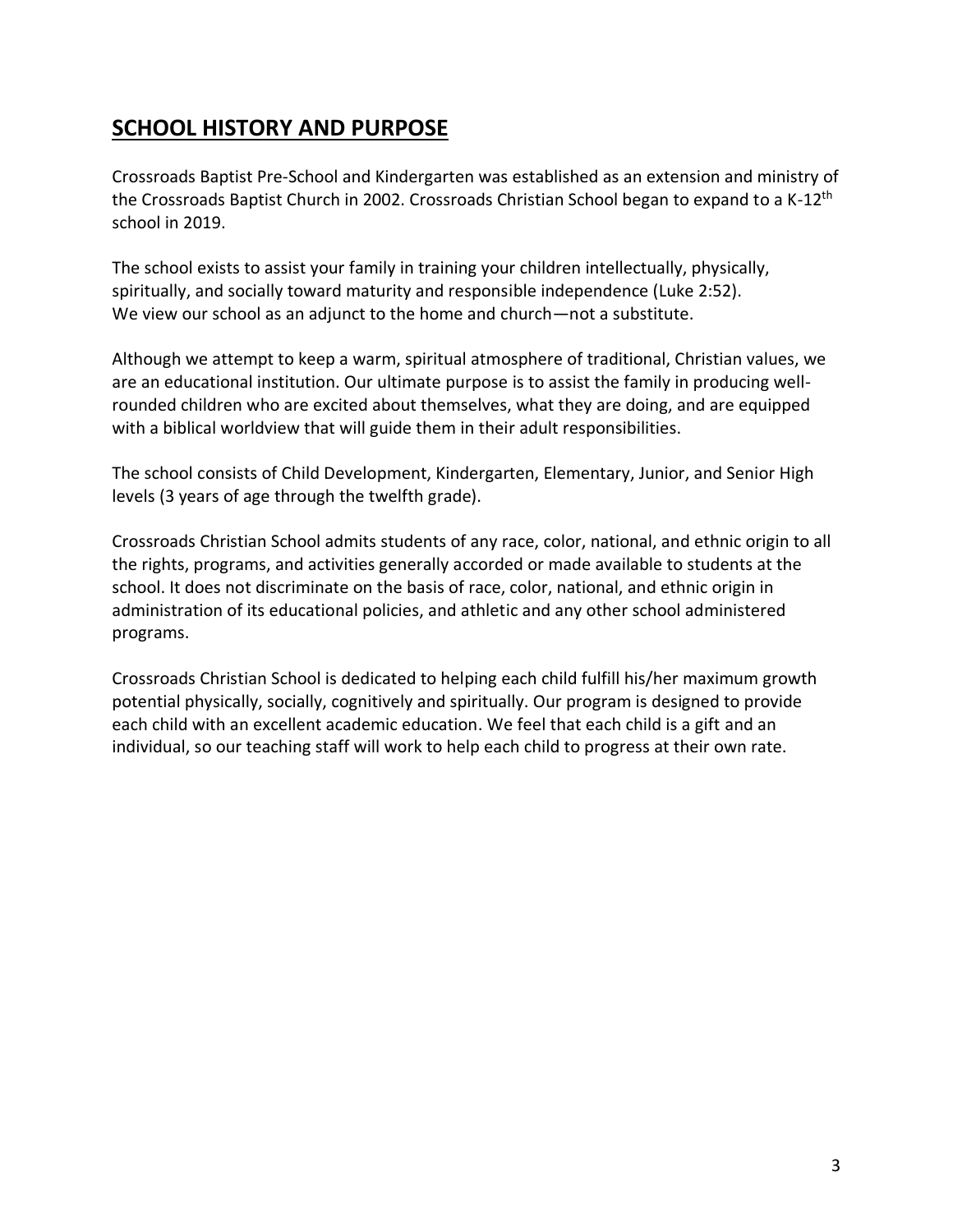## SCHOOL HISTORY AND PURPOSE

Crossroads Baptist Pre-School and Kindergarten was established as an extension and ministry of the Crossroads Baptist Church in 2002. Crossroads Christian School began to expand to a K-12th school in 2019.

The school exists to assist your family in training your children intellectually, physically, spiritually, and socially toward maturity and responsible independence (Luke 2:52). We view our school as an adjunct to the home and church—not a substitute.

Although we attempt to keep a warm, spiritual atmosphere of traditional, Christian values, we are an educational institution. Our ultimate purpose is to assist the family in producing well-rounded children who are excited about themselves, what they are doing, and are equipped with a biblical worldview that will guide them in their adult responsibilities.

The school consists of Child Development, Kindergarten, Elementary, Junior, and Senior High levels (3 years of age through the twelfth grade).

Crossroads Christian School admits students of any race, color, national, and ethnic origin to all the rights, programs, and activities generally accorded or made available to students at the school. It does not discriminate on the basis of race, color, national, and ethnic origin in administration of its educational policies, and athletic and any other school administered programs.

Crossroads Christian School is dedicated to helping each child fulfill his/her maximum growth potential physically, socially, cognitively and spiritually. Our program is designed to provide each child with an excellent academic education. We feel that each child is a gift and an individual, so our teaching staff will work to help each child to progress at their own rate.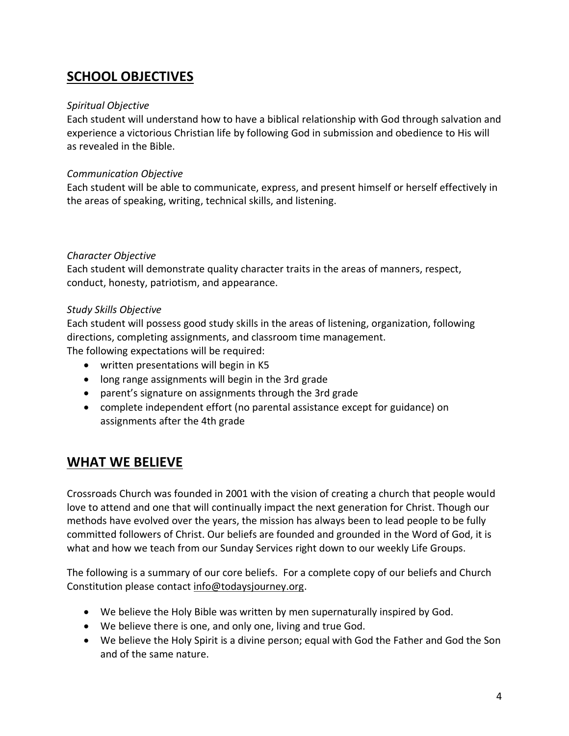## SCHOOL OBJECTIVES

*Spiritual Objective*
Each student will understand how to have a biblical relationship with God through salvation and experience a victorious Christian life by following God in submission and obedience to His will as revealed in the Bible.

*Communication Objective*
Each student will be able to communicate, express, and present himself or herself effectively in the areas of speaking, writing, technical skills, and listening.

*Character Objective*
Each student will demonstrate quality character traits in the areas of manners, respect, conduct, honesty, patriotism, and appearance.

*Study Skills Objective*
Each student will possess good study skills in the areas of listening, organization, following directions, completing assignments, and classroom time management.
The following expectations will be required:

- written presentations will begin in K5
- long range assignments will begin in the 3rd grade
- parent's signature on assignments through the 3rd grade
- complete independent effort (no parental assistance except for guidance) on assignments after the 4th grade

## WHAT WE BELIEVE

Crossroads Church was founded in 2001 with the vision of creating a church that people would love to attend and one that will continually impact the next generation for Christ. Though our methods have evolved over the years, the mission has always been to lead people to be fully committed followers of Christ. Our beliefs are founded and grounded in the Word of God, it is what and how we teach from our Sunday Services right down to our weekly Life Groups.

The following is a summary of our core beliefs. For a complete copy of our beliefs and Church Constitution please contact info@todaysjourney.org.

- We believe the Holy Bible was written by men supernaturally inspired by God.
- We believe there is one, and only one, living and true God.
- We believe the Holy Spirit is a divine person; equal with God the Father and God the Son and of the same nature.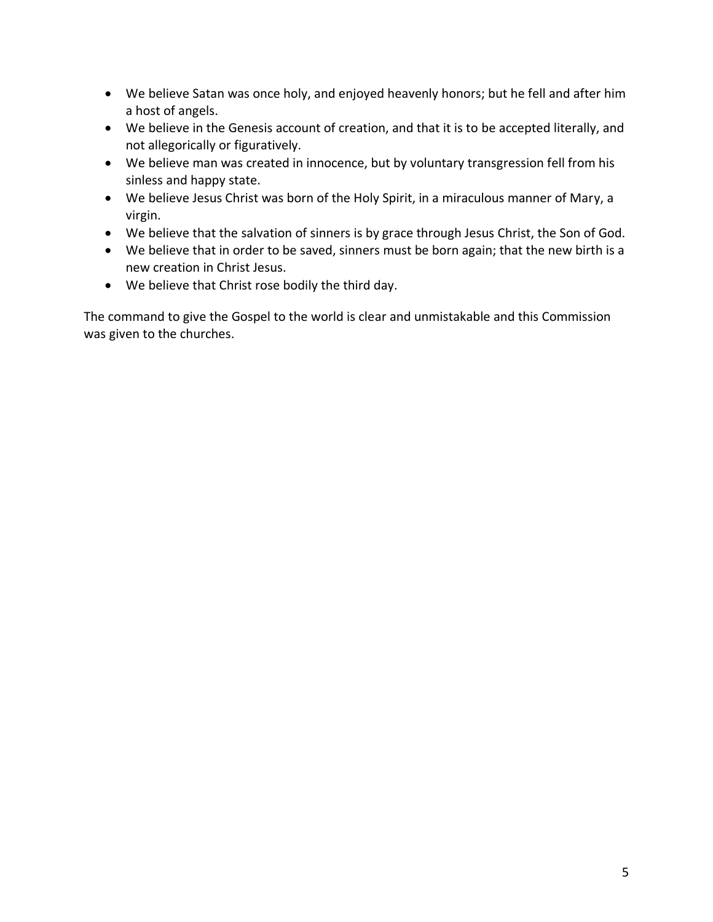- We believe Satan was once holy, and enjoyed heavenly honors; but he fell and after him a host of angels.
- We believe in the Genesis account of creation, and that it is to be accepted literally, and not allegorically or figuratively.
- We believe man was created in innocence, but by voluntary transgression fell from his sinless and happy state.
- We believe Jesus Christ was born of the Holy Spirit, in a miraculous manner of Mary, a virgin.
- We believe that the salvation of sinners is by grace through Jesus Christ, the Son of God.
- We believe that in order to be saved, sinners must be born again; that the new birth is a new creation in Christ Jesus.
- We believe that Christ rose bodily the third day.

The command to give the Gospel to the world is clear and unmistakable and this Commission was given to the churches.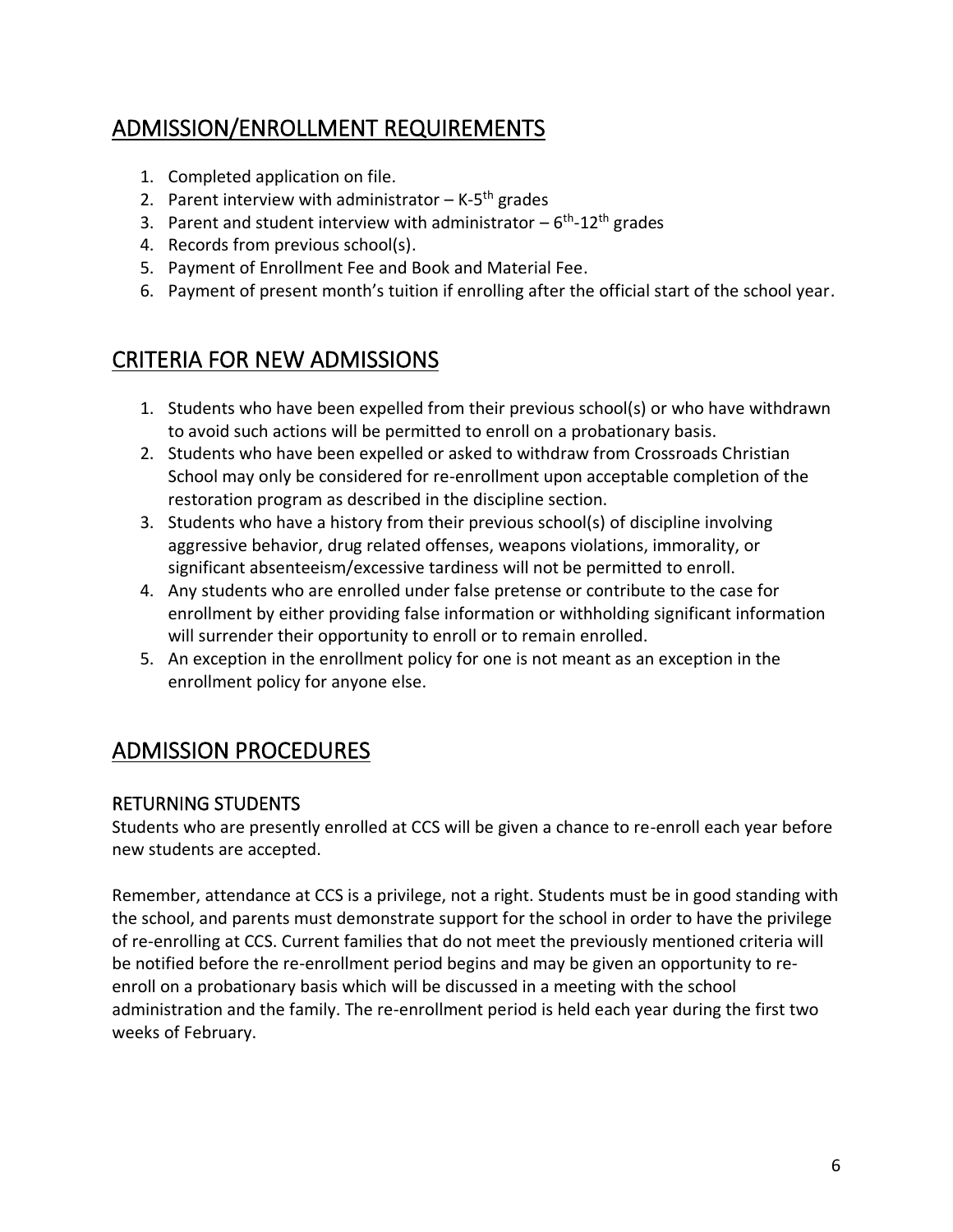## ADMISSION/ENROLLMENT REQUIREMENTS

1. Completed application on file.
2. Parent interview with administrator – K-5th grades
3. Parent and student interview with administrator – 6th-12th grades
4. Records from previous school(s).
5. Payment of Enrollment Fee and Book and Material Fee.
6. Payment of present month's tuition if enrolling after the official start of the school year.

## CRITERIA FOR NEW ADMISSIONS

1. Students who have been expelled from their previous school(s) or who have withdrawn to avoid such actions will be permitted to enroll on a probationary basis.
2. Students who have been expelled or asked to withdraw from Crossroads Christian School may only be considered for re-enrollment upon acceptable completion of the restoration program as described in the discipline section.
3. Students who have a history from their previous school(s) of discipline involving aggressive behavior, drug related offenses, weapons violations, immorality, or significant absenteeism/excessive tardiness will not be permitted to enroll.
4. Any students who are enrolled under false pretense or contribute to the case for enrollment by either providing false information or withholding significant information will surrender their opportunity to enroll or to remain enrolled.
5. An exception in the enrollment policy for one is not meant as an exception in the enrollment policy for anyone else.

## ADMISSION PROCEDURES

### RETURNING STUDENTS

Students who are presently enrolled at CCS will be given a chance to re-enroll each year before new students are accepted.

Remember, attendance at CCS is a privilege, not a right. Students must be in good standing with the school, and parents must demonstrate support for the school in order to have the privilege of re-enrolling at CCS. Current families that do not meet the previously mentioned criteria will be notified before the re-enrollment period begins and may be given an opportunity to re-enroll on a probationary basis which will be discussed in a meeting with the school administration and the family. The re-enrollment period is held each year during the first two weeks of February.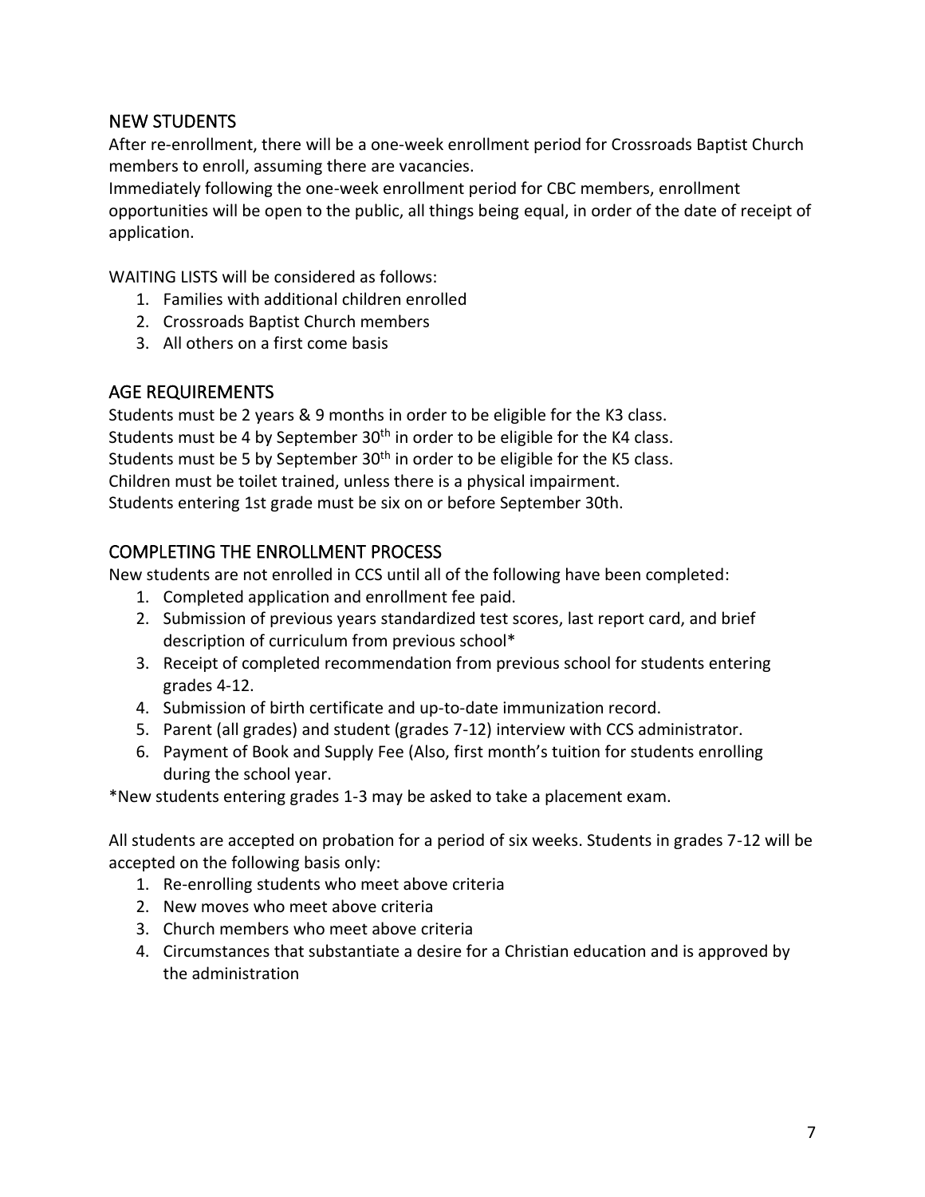## NEW STUDENTS

After re-enrollment, there will be a one-week enrollment period for Crossroads Baptist Church members to enroll, assuming there are vacancies.

Immediately following the one-week enrollment period for CBC members, enrollment opportunities will be open to the public, all things being equal, in order of the date of receipt of application.

WAITING LISTS will be considered as follows:

1. Families with additional children enrolled
2. Crossroads Baptist Church members
3. All others on a first come basis

## AGE REQUIREMENTS

Students must be 2 years & 9 months in order to be eligible for the K3 class.
Students must be 4 by September 30th in order to be eligible for the K4 class.
Students must be 5 by September 30th in order to be eligible for the K5 class.
Children must be toilet trained, unless there is a physical impairment.
Students entering 1st grade must be six on or before September 30th.

## COMPLETING THE ENROLLMENT PROCESS

New students are not enrolled in CCS until all of the following have been completed:

1. Completed application and enrollment fee paid.
2. Submission of previous years standardized test scores, last report card, and brief description of curriculum from previous school*
3. Receipt of completed recommendation from previous school for students entering grades 4-12.
4. Submission of birth certificate and up-to-date immunization record.
5. Parent (all grades) and student (grades 7-12) interview with CCS administrator.
6. Payment of Book and Supply Fee (Also, first month's tuition for students enrolling during the school year.

*New students entering grades 1-3 may be asked to take a placement exam.

All students are accepted on probation for a period of six weeks. Students in grades 7-12 will be accepted on the following basis only:

1. Re-enrolling students who meet above criteria
2. New moves who meet above criteria
3. Church members who meet above criteria
4. Circumstances that substantiate a desire for a Christian education and is approved by the administration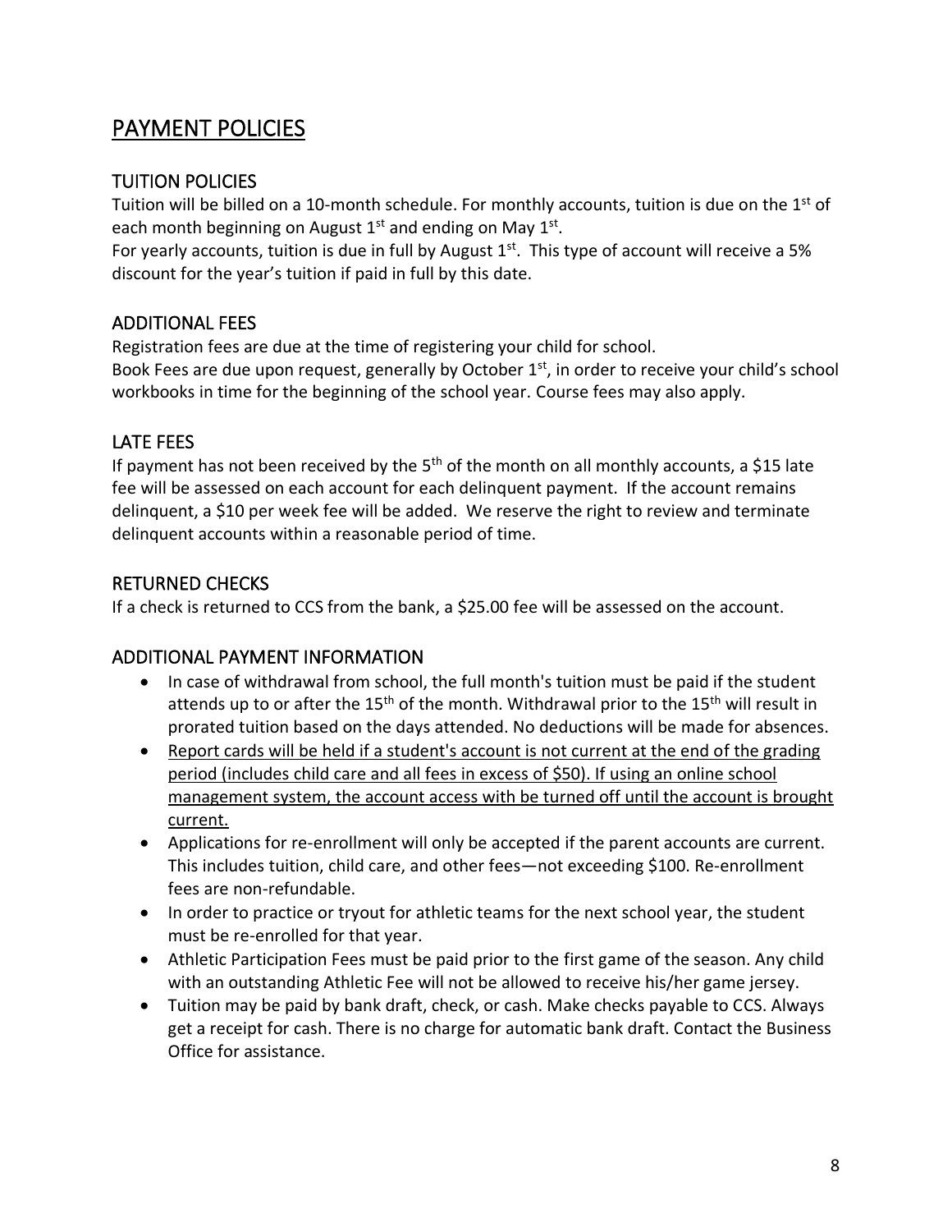# PAYMENT POLICIES

## TUITION POLICIES

Tuition will be billed on a 10-month schedule. For monthly accounts, tuition is due on the 1st of each month beginning on August 1st and ending on May 1st.
For yearly accounts, tuition is due in full by August 1st. This type of account will receive a 5% discount for the year's tuition if paid in full by this date.

## ADDITIONAL FEES

Registration fees are due at the time of registering your child for school.
Book Fees are due upon request, generally by October 1st, in order to receive your child's school workbooks in time for the beginning of the school year. Course fees may also apply.

## LATE FEES

If payment has not been received by the 5th of the month on all monthly accounts, a $15 late fee will be assessed on each account for each delinquent payment. If the account remains delinquent, a $10 per week fee will be added. We reserve the right to review and terminate delinquent accounts within a reasonable period of time.

## RETURNED CHECKS

If a check is returned to CCS from the bank, a $25.00 fee will be assessed on the account.

## ADDITIONAL PAYMENT INFORMATION

- In case of withdrawal from school, the full month's tuition must be paid if the student attends up to or after the 15th of the month. Withdrawal prior to the 15th will result in prorated tuition based on the days attended. No deductions will be made for absences.
- <u>Report cards will be held if a student's account is not current at the end of the grading period (includes child care and all fees in excess of $50). If using an online school management system, the account access with be turned off until the account is brought current.</u>
- Applications for re-enrollment will only be accepted if the parent accounts are current. This includes tuition, child care, and other fees—not exceeding $100. Re-enrollment fees are non-refundable.
- In order to practice or tryout for athletic teams for the next school year, the student must be re-enrolled for that year.
- Athletic Participation Fees must be paid prior to the first game of the season. Any child with an outstanding Athletic Fee will not be allowed to receive his/her game jersey.
- Tuition may be paid by bank draft, check, or cash. Make checks payable to CCS. Always get a receipt for cash. There is no charge for automatic bank draft. Contact the Business Office for assistance.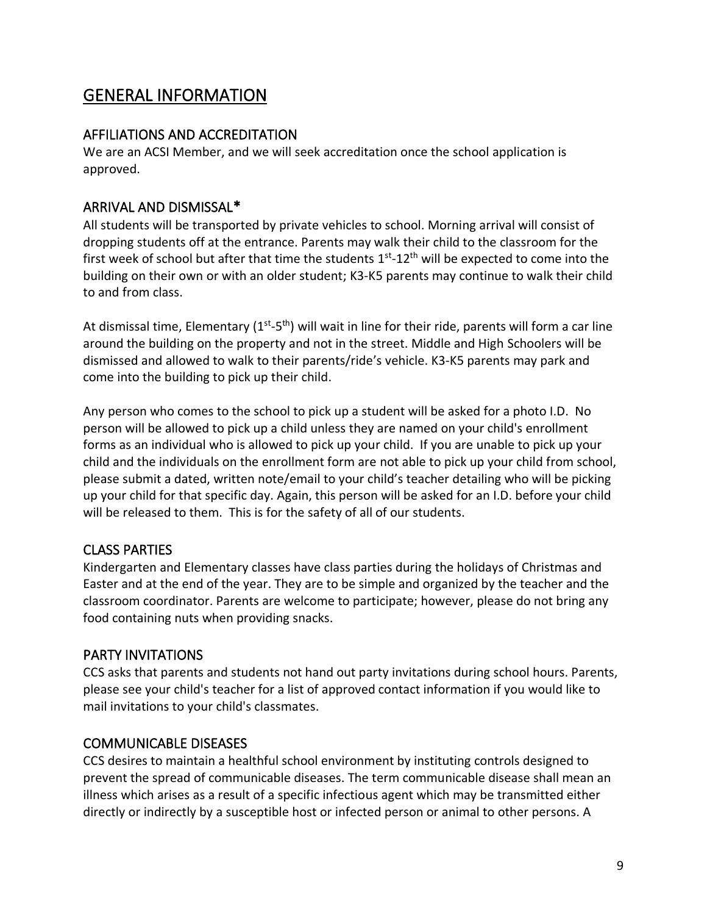# GENERAL INFORMATION

## AFFILIATIONS AND ACCREDITATION

We are an ACSI Member, and we will seek accreditation once the school application is approved.

## ARRIVAL AND DISMISSAL*

All students will be transported by private vehicles to school. Morning arrival will consist of dropping students off at the entrance. Parents may walk their child to the classroom for the first week of school but after that time the students 1st-12th will be expected to come into the building on their own or with an older student; K3-K5 parents may continue to walk their child to and from class.

At dismissal time, Elementary (1st-5th) will wait in line for their ride, parents will form a car line around the building on the property and not in the street. Middle and High Schoolers will be dismissed and allowed to walk to their parents/ride's vehicle. K3-K5 parents may park and come into the building to pick up their child.

Any person who comes to the school to pick up a student will be asked for a photo I.D. No person will be allowed to pick up a child unless they are named on your child's enrollment forms as an individual who is allowed to pick up your child. If you are unable to pick up your child and the individuals on the enrollment form are not able to pick up your child from school, please submit a dated, written note/email to your child's teacher detailing who will be picking up your child for that specific day. Again, this person will be asked for an I.D. before your child will be released to them. This is for the safety of all of our students.

## CLASS PARTIES

Kindergarten and Elementary classes have class parties during the holidays of Christmas and Easter and at the end of the year. They are to be simple and organized by the teacher and the classroom coordinator. Parents are welcome to participate; however, please do not bring any food containing nuts when providing snacks.

## PARTY INVITATIONS

CCS asks that parents and students not hand out party invitations during school hours. Parents, please see your child's teacher for a list of approved contact information if you would like to mail invitations to your child's classmates.

## COMMUNICABLE DISEASES

CCS desires to maintain a healthful school environment by instituting controls designed to prevent the spread of communicable diseases. The term communicable disease shall mean an illness which arises as a result of a specific infectious agent which may be transmitted either directly or indirectly by a susceptible host or infected person or animal to other persons. A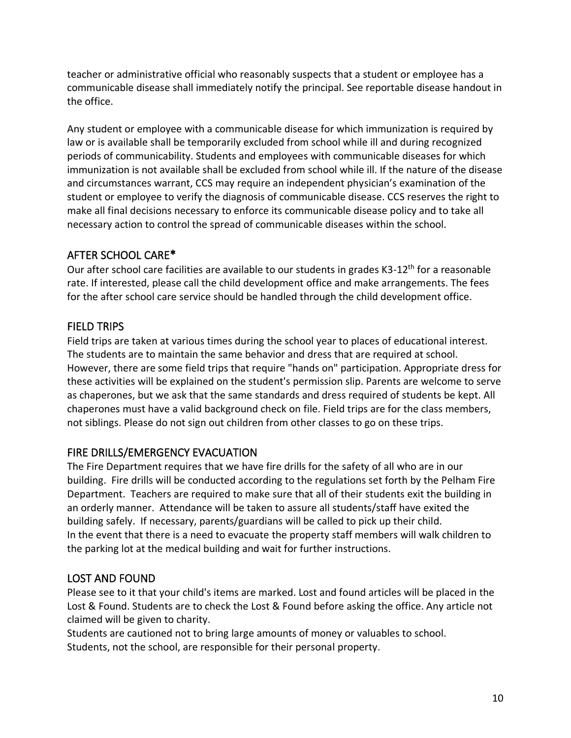teacher or administrative official who reasonably suspects that a student or employee has a communicable disease shall immediately notify the principal. See reportable disease handout in the office.

Any student or employee with a communicable disease for which immunization is required by law or is available shall be temporarily excluded from school while ill and during recognized periods of communicability. Students and employees with communicable diseases for which immunization is not available shall be excluded from school while ill. If the nature of the disease and circumstances warrant, CCS may require an independent physician's examination of the student or employee to verify the diagnosis of communicable disease. CCS reserves the right to make all final decisions necessary to enforce its communicable disease policy and to take all necessary action to control the spread of communicable diseases within the school.

## AFTER SCHOOL CARE*

Our after school care facilities are available to our students in grades K3-12th for a reasonable rate. If interested, please call the child development office and make arrangements. The fees for the after school care service should be handled through the child development office.

## FIELD TRIPS

Field trips are taken at various times during the school year to places of educational interest. The students are to maintain the same behavior and dress that are required at school. However, there are some field trips that require "hands on" participation. Appropriate dress for these activities will be explained on the student's permission slip. Parents are welcome to serve as chaperones, but we ask that the same standards and dress required of students be kept. All chaperones must have a valid background check on file. Field trips are for the class members, not siblings. Please do not sign out children from other classes to go on these trips.

## FIRE DRILLS/EMERGENCY EVACUATION

The Fire Department requires that we have fire drills for the safety of all who are in our building. Fire drills will be conducted according to the regulations set forth by the Pelham Fire Department. Teachers are required to make sure that all of their students exit the building in an orderly manner. Attendance will be taken to assure all students/staff have exited the building safely. If necessary, parents/guardians will be called to pick up their child.
In the event that there is a need to evacuate the property staff members will walk children to the parking lot at the medical building and wait for further instructions.

## LOST AND FOUND

Please see to it that your child's items are marked. Lost and found articles will be placed in the Lost & Found. Students are to check the Lost & Found before asking the office. Any article not claimed will be given to charity.
Students are cautioned not to bring large amounts of money or valuables to school.
Students, not the school, are responsible for their personal property.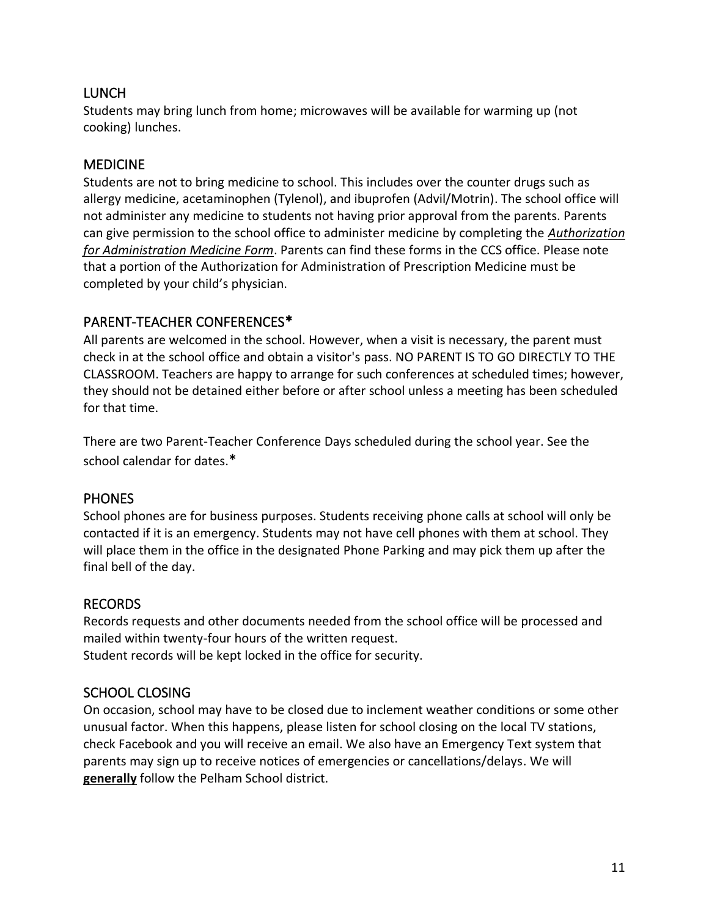## LUNCH

Students may bring lunch from home; microwaves will be available for warming up (not cooking) lunches.

## MEDICINE

Students are not to bring medicine to school. This includes over the counter drugs such as allergy medicine, acetaminophen (Tylenol), and ibuprofen (Advil/Motrin). The school office will not administer any medicine to students not having prior approval from the parents. Parents can give permission to the school office to administer medicine by completing the ***Authorization for Administration Medicine Form***. Parents can find these forms in the CCS office. Please note that a portion of the Authorization for Administration of Prescription Medicine must be completed by your child's physician.

## PARENT-TEACHER CONFERENCES*

All parents are welcomed in the school. However, when a visit is necessary, the parent must check in at the school office and obtain a visitor's pass. NO PARENT IS TO GO DIRECTLY TO THE CLASSROOM. Teachers are happy to arrange for such conferences at scheduled times; however, they should not be detained either before or after school unless a meeting has been scheduled for that time.

There are two Parent-Teacher Conference Days scheduled during the school year. See the school calendar for dates.*

## PHONES

School phones are for business purposes. Students receiving phone calls at school will only be contacted if it is an emergency. Students may not have cell phones with them at school. They will place them in the office in the designated Phone Parking and may pick them up after the final bell of the day.

## RECORDS

Records requests and other documents needed from the school office will be processed and mailed within twenty-four hours of the written request.
Student records will be kept locked in the office for security.

## SCHOOL CLOSING

On occasion, school may have to be closed due to inclement weather conditions or some other unusual factor. When this happens, please listen for school closing on the local TV stations, check Facebook and you will receive an email. We also have an Emergency Text system that parents may sign up to receive notices of emergencies or cancellations/delays. We will **generally** follow the Pelham School district.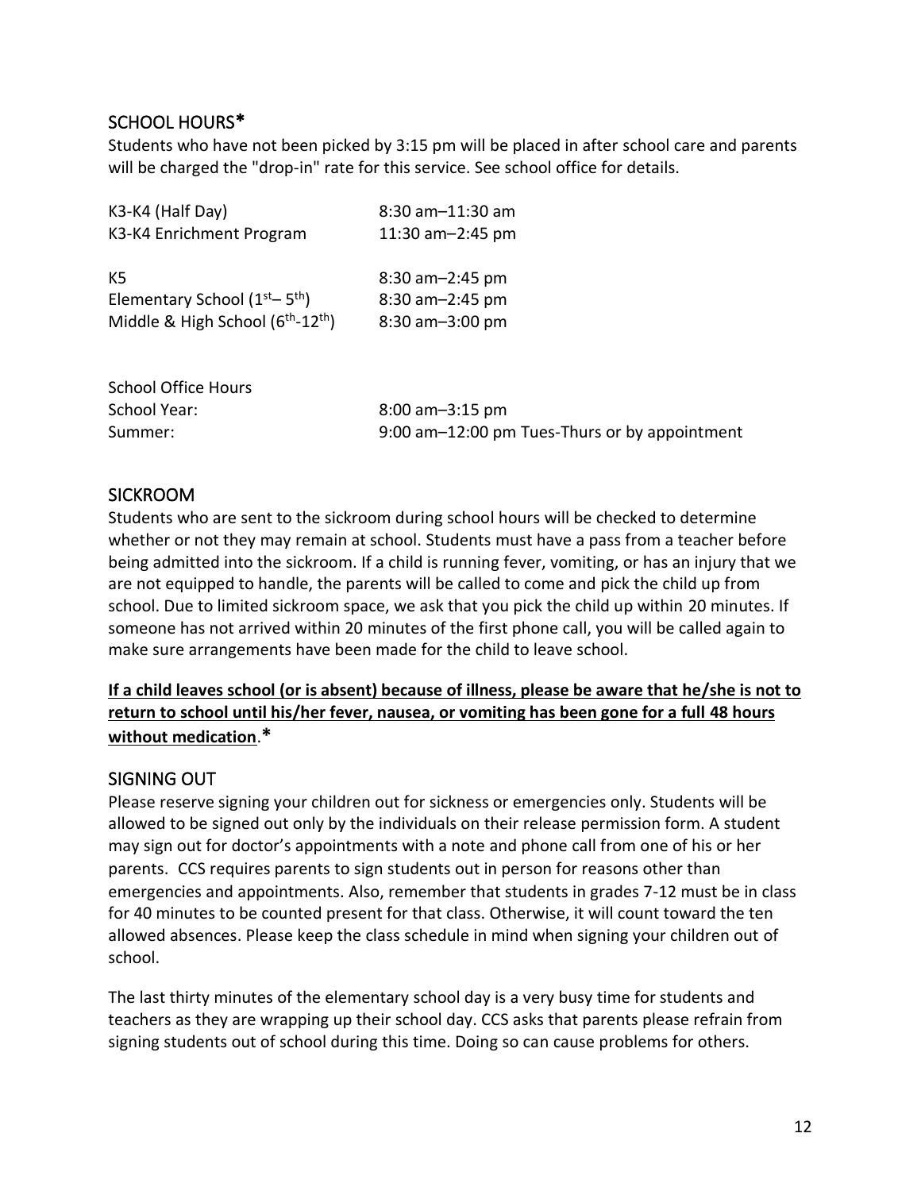## SCHOOL HOURS*

Students who have not been picked by 3:15 pm will be placed in after school care and parents will be charged the "drop-in" rate for this service. See school office for details.

| | |
|---|---|
| K3-K4 (Half Day) | 8:30 am–11:30 am |
| K3-K4 Enrichment Program | 11:30 am–2:45 pm |
| K5 | 8:30 am–2:45 pm |
| Elementary School (1st– 5th) | 8:30 am–2:45 pm |
| Middle & High School (6th-12th) | 8:30 am–3:00 pm |

School Office Hours

| | |
|---|---|
| School Year: | 8:00 am–3:15 pm |
| Summer: | 9:00 am–12:00 pm Tues-Thurs or by appointment |

## SICKROOM

Students who are sent to the sickroom during school hours will be checked to determine whether or not they may remain at school. Students must have a pass from a teacher before being admitted into the sickroom. If a child is running fever, vomiting, or has an injury that we are not equipped to handle, the parents will be called to come and pick the child up from school. Due to limited sickroom space, we ask that you pick the child up within 20 minutes. If someone has not arrived within 20 minutes of the first phone call, you will be called again to make sure arrangements have been made for the child to leave school.

**If a child leaves school (or is absent) because of illness, please be aware that he/she is not to return to school until his/her fever, nausea, or vomiting has been gone for a full 48 hours without medication**.*

## SIGNING OUT

Please reserve signing your children out for sickness or emergencies only. Students will be allowed to be signed out only by the individuals on their release permission form. A student may sign out for doctor's appointments with a note and phone call from one of his or her parents. CCS requires parents to sign students out in person for reasons other than emergencies and appointments. Also, remember that students in grades 7-12 must be in class for 40 minutes to be counted present for that class. Otherwise, it will count toward the ten allowed absences. Please keep the class schedule in mind when signing your children out of school.

The last thirty minutes of the elementary school day is a very busy time for students and teachers as they are wrapping up their school day. CCS asks that parents please refrain from signing students out of school during this time. Doing so can cause problems for others.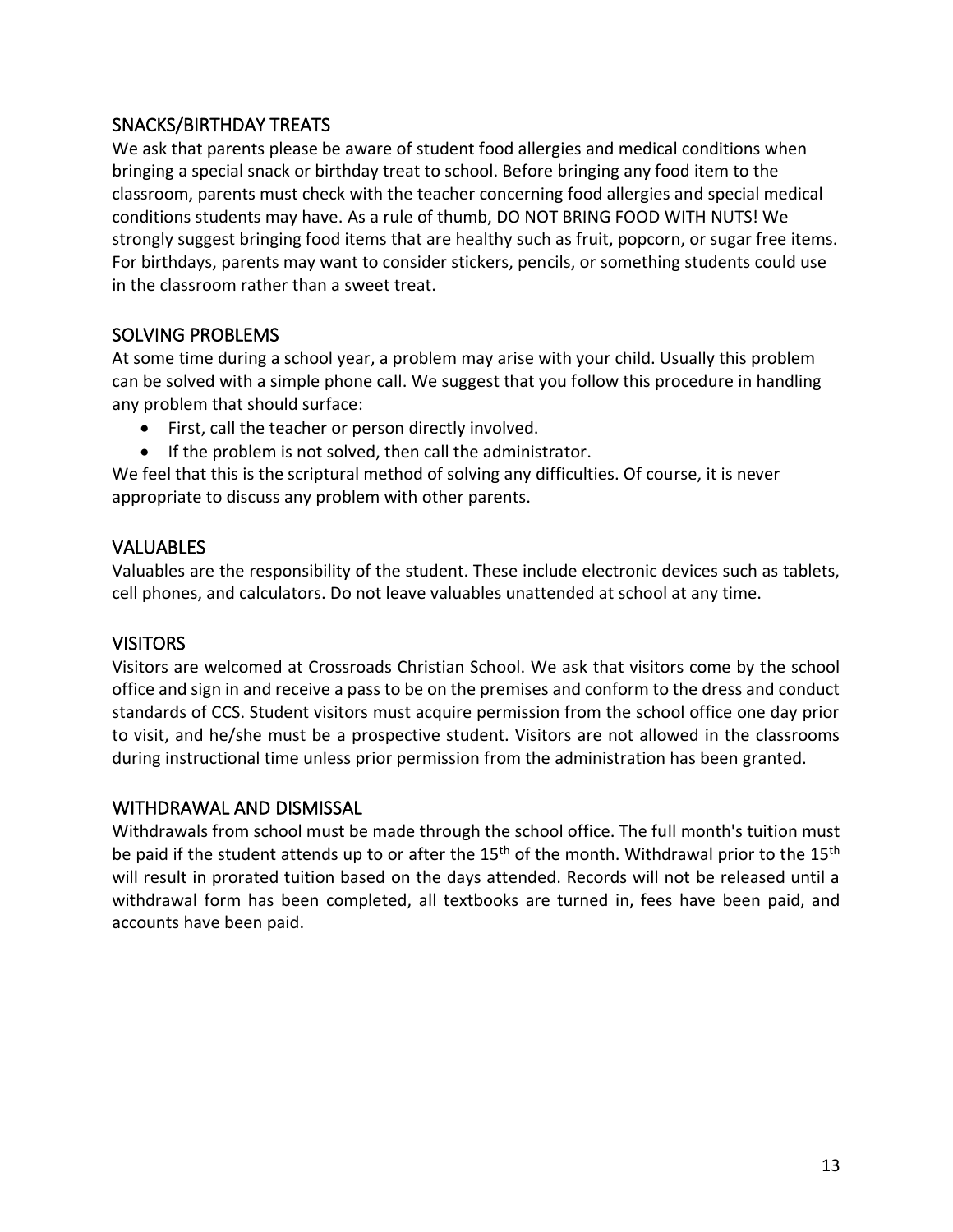## SNACKS/BIRTHDAY TREATS

We ask that parents please be aware of student food allergies and medical conditions when bringing a special snack or birthday treat to school. Before bringing any food item to the classroom, parents must check with the teacher concerning food allergies and special medical conditions students may have. As a rule of thumb, DO NOT BRING FOOD WITH NUTS! We strongly suggest bringing food items that are healthy such as fruit, popcorn, or sugar free items. For birthdays, parents may want to consider stickers, pencils, or something students could use in the classroom rather than a sweet treat.

## SOLVING PROBLEMS

At some time during a school year, a problem may arise with your child. Usually this problem can be solved with a simple phone call. We suggest that you follow this procedure in handling any problem that should surface:

- First, call the teacher or person directly involved.
- If the problem is not solved, then call the administrator.

We feel that this is the scriptural method of solving any difficulties. Of course, it is never appropriate to discuss any problem with other parents.

## VALUABLES

Valuables are the responsibility of the student. These include electronic devices such as tablets, cell phones, and calculators. Do not leave valuables unattended at school at any time.

## VISITORS

Visitors are welcomed at Crossroads Christian School. We ask that visitors come by the school office and sign in and receive a pass to be on the premises and conform to the dress and conduct standards of CCS. Student visitors must acquire permission from the school office one day prior to visit, and he/she must be a prospective student. Visitors are not allowed in the classrooms during instructional time unless prior permission from the administration has been granted.

## WITHDRAWAL AND DISMISSAL

Withdrawals from school must be made through the school office. The full month's tuition must be paid if the student attends up to or after the 15th of the month. Withdrawal prior to the 15th will result in prorated tuition based on the days attended. Records will not be released until a withdrawal form has been completed, all textbooks are turned in, fees have been paid, and accounts have been paid.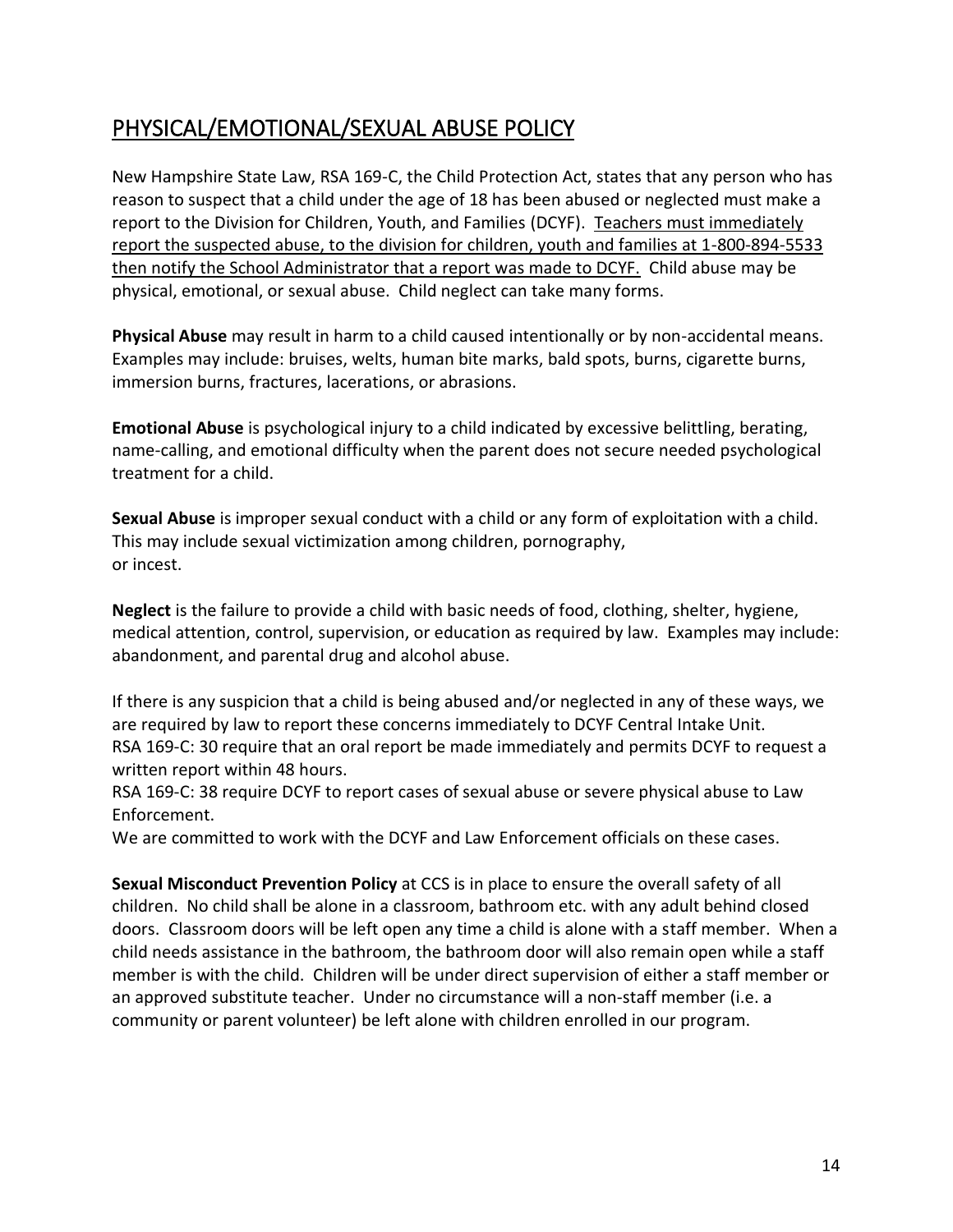# PHYSICAL/EMOTIONAL/SEXUAL ABUSE POLICY

New Hampshire State Law, RSA 169-C, the Child Protection Act, states that any person who has reason to suspect that a child under the age of 18 has been abused or neglected must make a report to the Division for Children, Youth, and Families (DCYF). <u>Teachers must immediately report the suspected abuse, to the division for children, youth and families at 1-800-894-5533 then notify the School Administrator that a report was made to DCYF.</u> Child abuse may be physical, emotional, or sexual abuse. Child neglect can take many forms.

**Physical Abuse** may result in harm to a child caused intentionally or by non-accidental means. Examples may include: bruises, welts, human bite marks, bald spots, burns, cigarette burns, immersion burns, fractures, lacerations, or abrasions.

**Emotional Abuse** is psychological injury to a child indicated by excessive belittling, berating, name-calling, and emotional difficulty when the parent does not secure needed psychological treatment for a child.

**Sexual Abuse** is improper sexual conduct with a child or any form of exploitation with a child. This may include sexual victimization among children, pornography, or incest.

**Neglect** is the failure to provide a child with basic needs of food, clothing, shelter, hygiene, medical attention, control, supervision, or education as required by law. Examples may include: abandonment, and parental drug and alcohol abuse.

If there is any suspicion that a child is being abused and/or neglected in any of these ways, we are required by law to report these concerns immediately to DCYF Central Intake Unit.
RSA 169-C: 30 require that an oral report be made immediately and permits DCYF to request a written report within 48 hours.
RSA 169-C: 38 require DCYF to report cases of sexual abuse or severe physical abuse to Law Enforcement.
We are committed to work with the DCYF and Law Enforcement officials on these cases.

**Sexual Misconduct Prevention Policy** at CCS is in place to ensure the overall safety of all children. No child shall be alone in a classroom, bathroom etc. with any adult behind closed doors. Classroom doors will be left open any time a child is alone with a staff member. When a child needs assistance in the bathroom, the bathroom door will also remain open while a staff member is with the child. Children will be under direct supervision of either a staff member or an approved substitute teacher. Under no circumstance will a non-staff member (i.e. a community or parent volunteer) be left alone with children enrolled in our program.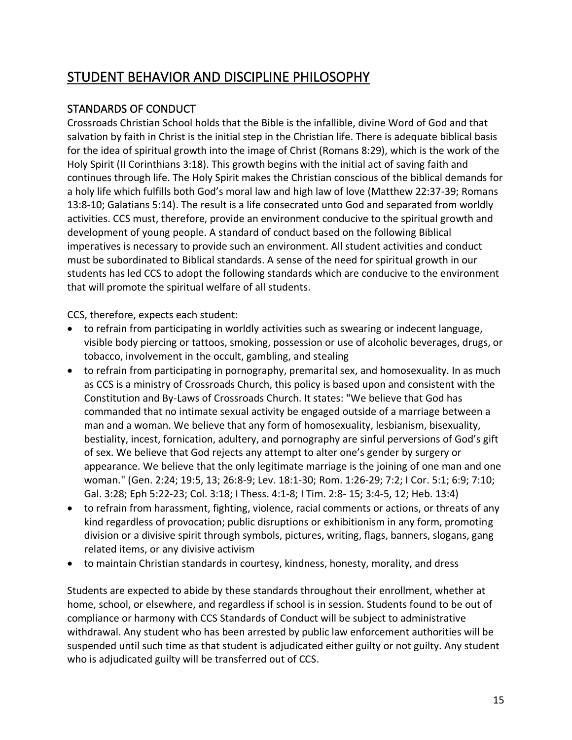# STUDENT BEHAVIOR AND DISCIPLINE PHILOSOPHY

## STANDARDS OF CONDUCT

Crossroads Christian School holds that the Bible is the infallible, divine Word of God and that salvation by faith in Christ is the initial step in the Christian life. There is adequate biblical basis for the idea of spiritual growth into the image of Christ (Romans 8:29), which is the work of the Holy Spirit (II Corinthians 3:18). This growth begins with the initial act of saving faith and continues through life. The Holy Spirit makes the Christian conscious of the biblical demands for a holy life which fulfills both God's moral law and high law of love (Matthew 22:37-39; Romans 13:8-10; Galatians 5:14). The result is a life consecrated unto God and separated from worldly activities. CCS must, therefore, provide an environment conducive to the spiritual growth and development of young people. A standard of conduct based on the following Biblical imperatives is necessary to provide such an environment. All student activities and conduct must be subordinated to Biblical standards. A sense of the need for spiritual growth in our students has led CCS to adopt the following standards which are conducive to the environment that will promote the spiritual welfare of all students.

CCS, therefore, expects each student:

- to refrain from participating in worldly activities such as swearing or indecent language, visible body piercing or tattoos, smoking, possession or use of alcoholic beverages, drugs, or tobacco, involvement in the occult, gambling, and stealing
- to refrain from participating in pornography, premarital sex, and homosexuality. In as much as CCS is a ministry of Crossroads Church, this policy is based upon and consistent with the Constitution and By-Laws of Crossroads Church. It states: "We believe that God has commanded that no intimate sexual activity be engaged outside of a marriage between a man and a woman. We believe that any form of homosexuality, lesbianism, bisexuality, bestiality, incest, fornication, adultery, and pornography are sinful perversions of God's gift of sex. We believe that God rejects any attempt to alter one's gender by surgery or appearance. We believe that the only legitimate marriage is the joining of one man and one woman." (Gen. 2:24; 19:5, 13; 26:8-9; Lev. 18:1-30; Rom. 1:26-29; 7:2; I Cor. 5:1; 6:9; 7:10; Gal. 3:28; Eph 5:22-23; Col. 3:18; I Thess. 4:1-8; I Tim. 2:8- 15; 3:4-5, 12; Heb. 13:4)
- to refrain from harassment, fighting, violence, racial comments or actions, or threats of any kind regardless of provocation; public disruptions or exhibitionism in any form, promoting division or a divisive spirit through symbols, pictures, writing, flags, banners, slogans, gang related items, or any divisive activism
- to maintain Christian standards in courtesy, kindness, honesty, morality, and dress

Students are expected to abide by these standards throughout their enrollment, whether at home, school, or elsewhere, and regardless if school is in session. Students found to be out of compliance or harmony with CCS Standards of Conduct will be subject to administrative withdrawal. Any student who has been arrested by public law enforcement authorities will be suspended until such time as that student is adjudicated either guilty or not guilty. Any student who is adjudicated guilty will be transferred out of CCS.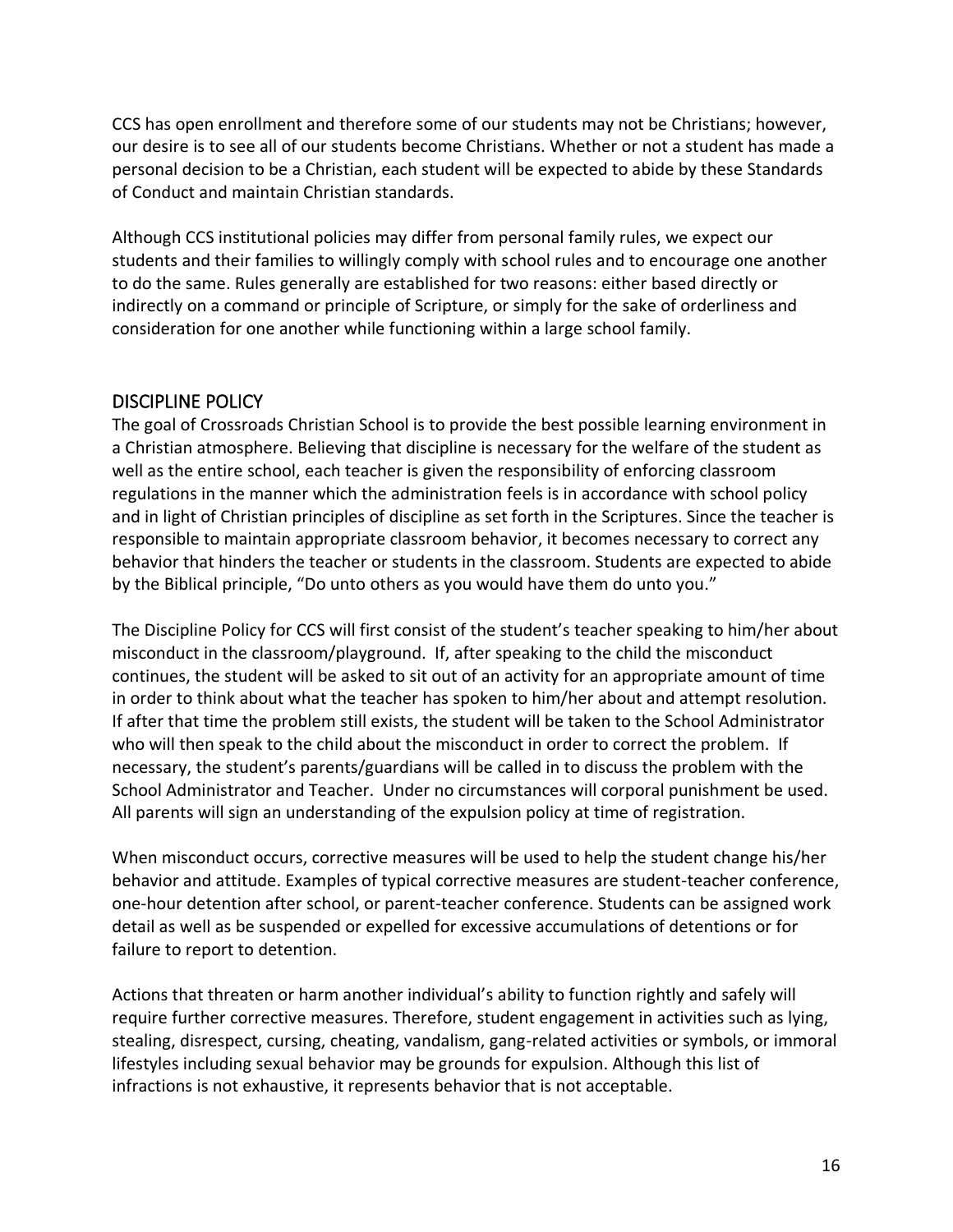CCS has open enrollment and therefore some of our students may not be Christians; however, our desire is to see all of our students become Christians. Whether or not a student has made a personal decision to be a Christian, each student will be expected to abide by these Standards of Conduct and maintain Christian standards.

Although CCS institutional policies may differ from personal family rules, we expect our students and their families to willingly comply with school rules and to encourage one another to do the same. Rules generally are established for two reasons: either based directly or indirectly on a command or principle of Scripture, or simply for the sake of orderliness and consideration for one another while functioning within a large school family.

## DISCIPLINE POLICY

The goal of Crossroads Christian School is to provide the best possible learning environment in a Christian atmosphere. Believing that discipline is necessary for the welfare of the student as well as the entire school, each teacher is given the responsibility of enforcing classroom regulations in the manner which the administration feels is in accordance with school policy and in light of Christian principles of discipline as set forth in the Scriptures. Since the teacher is responsible to maintain appropriate classroom behavior, it becomes necessary to correct any behavior that hinders the teacher or students in the classroom. Students are expected to abide by the Biblical principle, "Do unto others as you would have them do unto you."

The Discipline Policy for CCS will first consist of the student's teacher speaking to him/her about misconduct in the classroom/playground. If, after speaking to the child the misconduct continues, the student will be asked to sit out of an activity for an appropriate amount of time in order to think about what the teacher has spoken to him/her about and attempt resolution. If after that time the problem still exists, the student will be taken to the School Administrator who will then speak to the child about the misconduct in order to correct the problem. If necessary, the student's parents/guardians will be called in to discuss the problem with the School Administrator and Teacher. Under no circumstances will corporal punishment be used. All parents will sign an understanding of the expulsion policy at time of registration.

When misconduct occurs, corrective measures will be used to help the student change his/her behavior and attitude. Examples of typical corrective measures are student-teacher conference, one-hour detention after school, or parent-teacher conference. Students can be assigned work detail as well as be suspended or expelled for excessive accumulations of detentions or for failure to report to detention.

Actions that threaten or harm another individual's ability to function rightly and safely will require further corrective measures. Therefore, student engagement in activities such as lying, stealing, disrespect, cursing, cheating, vandalism, gang-related activities or symbols, or immoral lifestyles including sexual behavior may be grounds for expulsion. Although this list of infractions is not exhaustive, it represents behavior that is not acceptable.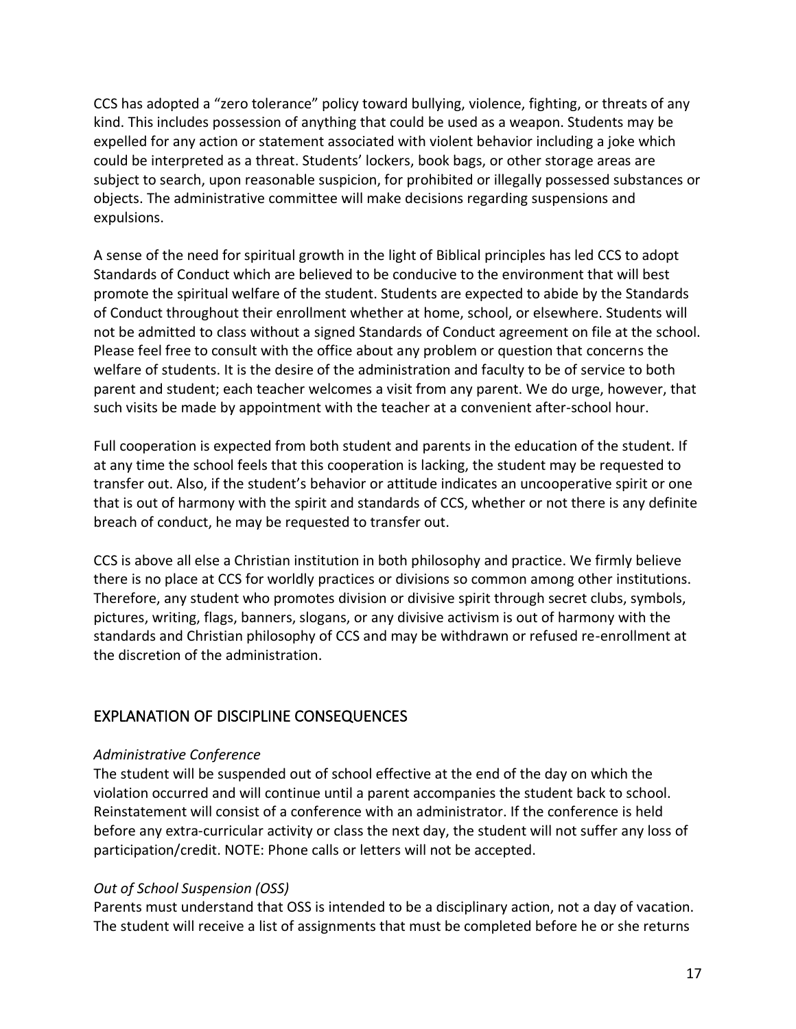CCS has adopted a "zero tolerance" policy toward bullying, violence, fighting, or threats of any kind. This includes possession of anything that could be used as a weapon. Students may be expelled for any action or statement associated with violent behavior including a joke which could be interpreted as a threat. Students' lockers, book bags, or other storage areas are subject to search, upon reasonable suspicion, for prohibited or illegally possessed substances or objects. The administrative committee will make decisions regarding suspensions and expulsions.

A sense of the need for spiritual growth in the light of Biblical principles has led CCS to adopt Standards of Conduct which are believed to be conducive to the environment that will best promote the spiritual welfare of the student. Students are expected to abide by the Standards of Conduct throughout their enrollment whether at home, school, or elsewhere. Students will not be admitted to class without a signed Standards of Conduct agreement on file at the school. Please feel free to consult with the office about any problem or question that concerns the welfare of students. It is the desire of the administration and faculty to be of service to both parent and student; each teacher welcomes a visit from any parent. We do urge, however, that such visits be made by appointment with the teacher at a convenient after-school hour.

Full cooperation is expected from both student and parents in the education of the student. If at any time the school feels that this cooperation is lacking, the student may be requested to transfer out. Also, if the student's behavior or attitude indicates an uncooperative spirit or one that is out of harmony with the spirit and standards of CCS, whether or not there is any definite breach of conduct, he may be requested to transfer out.

CCS is above all else a Christian institution in both philosophy and practice. We firmly believe there is no place at CCS for worldly practices or divisions so common among other institutions. Therefore, any student who promotes division or divisive spirit through secret clubs, symbols, pictures, writing, flags, banners, slogans, or any divisive activism is out of harmony with the standards and Christian philosophy of CCS and may be withdrawn or refused re-enrollment at the discretion of the administration.

## EXPLANATION OF DISCIPLINE CONSEQUENCES

*Administrative Conference*

The student will be suspended out of school effective at the end of the day on which the violation occurred and will continue until a parent accompanies the student back to school. Reinstatement will consist of a conference with an administrator. If the conference is held before any extra-curricular activity or class the next day, the student will not suffer any loss of participation/credit. NOTE: Phone calls or letters will not be accepted.

*Out of School Suspension (OSS)*

Parents must understand that OSS is intended to be a disciplinary action, not a day of vacation. The student will receive a list of assignments that must be completed before he or she returns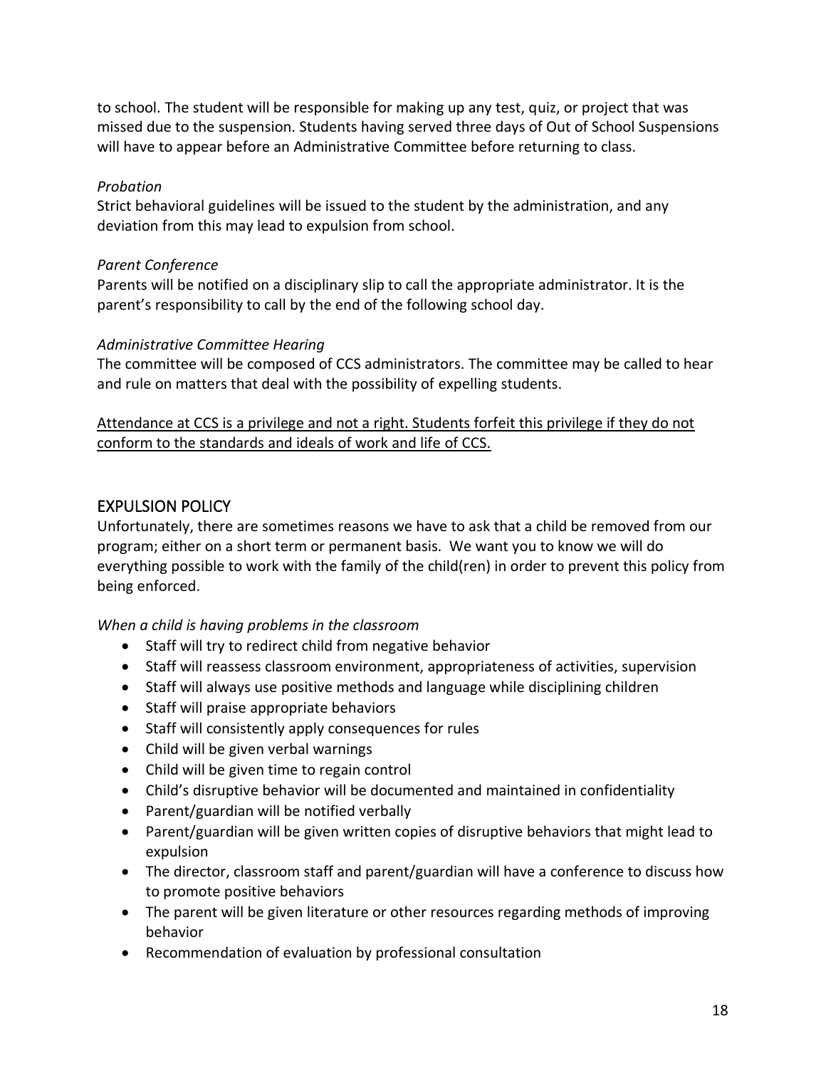to school. The student will be responsible for making up any test, quiz, or project that was missed due to the suspension. Students having served three days of Out of School Suspensions will have to appear before an Administrative Committee before returning to class.

*Probation*

Strict behavioral guidelines will be issued to the student by the administration, and any deviation from this may lead to expulsion from school.

*Parent Conference*

Parents will be notified on a disciplinary slip to call the appropriate administrator. It is the parent's responsibility to call by the end of the following school day.

*Administrative Committee Hearing*

The committee will be composed of CCS administrators. The committee may be called to hear and rule on matters that deal with the possibility of expelling students.

<u>Attendance at CCS is a privilege and not a right. Students forfeit this privilege if they do not conform to the standards and ideals of work and life of CCS.</u>

## EXPULSION POLICY

Unfortunately, there are sometimes reasons we have to ask that a child be removed from our program; either on a short term or permanent basis. We want you to know we will do everything possible to work with the family of the child(ren) in order to prevent this policy from being enforced.

*When a child is having problems in the classroom*

- Staff will try to redirect child from negative behavior
- Staff will reassess classroom environment, appropriateness of activities, supervision
- Staff will always use positive methods and language while disciplining children
- Staff will praise appropriate behaviors
- Staff will consistently apply consequences for rules
- Child will be given verbal warnings
- Child will be given time to regain control
- Child's disruptive behavior will be documented and maintained in confidentiality
- Parent/guardian will be notified verbally
- Parent/guardian will be given written copies of disruptive behaviors that might lead to expulsion
- The director, classroom staff and parent/guardian will have a conference to discuss how to promote positive behaviors
- The parent will be given literature or other resources regarding methods of improving behavior
- Recommendation of evaluation by professional consultation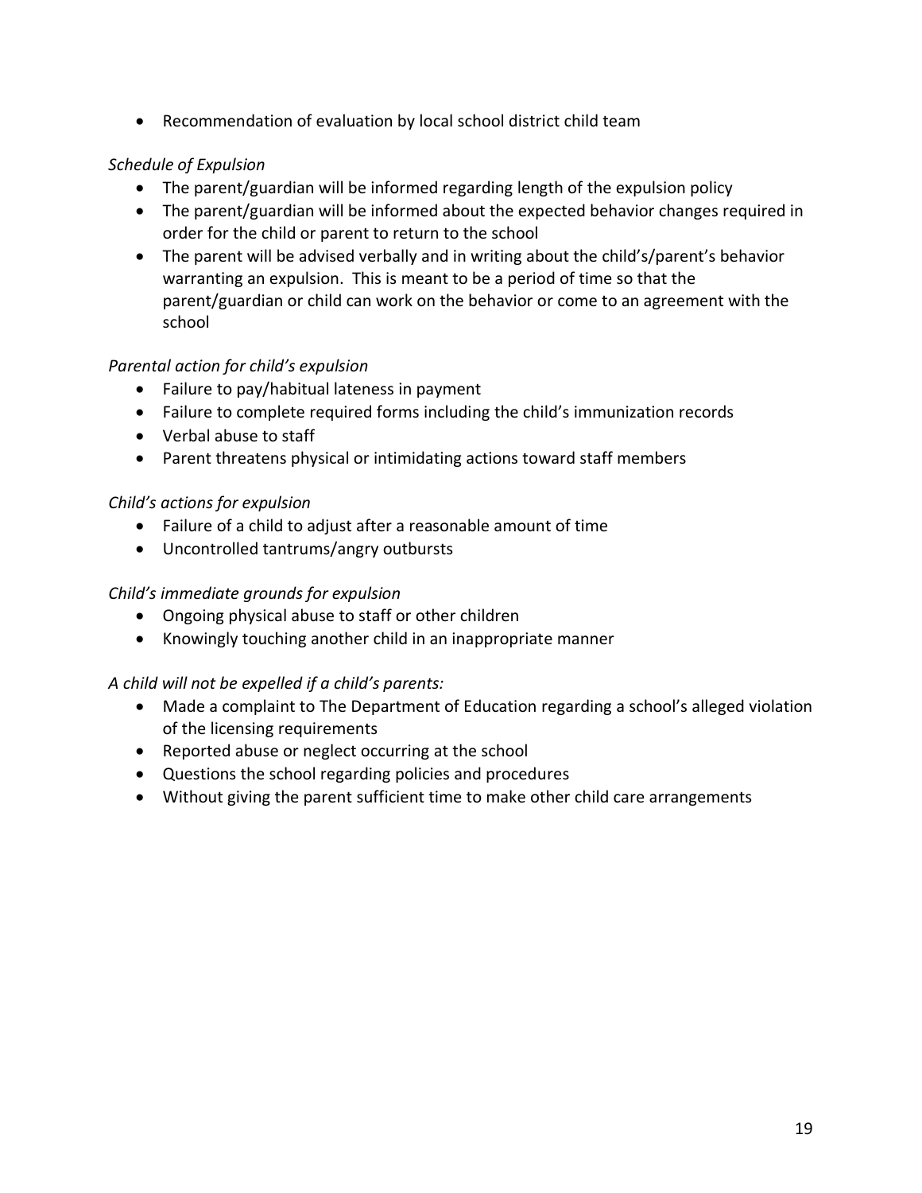- Recommendation of evaluation by local school district child team

*Schedule of Expulsion*

- The parent/guardian will be informed regarding length of the expulsion policy
- The parent/guardian will be informed about the expected behavior changes required in order for the child or parent to return to the school
- The parent will be advised verbally and in writing about the child's/parent's behavior warranting an expulsion. This is meant to be a period of time so that the parent/guardian or child can work on the behavior or come to an agreement with the school

*Parental action for child's expulsion*

- Failure to pay/habitual lateness in payment
- Failure to complete required forms including the child's immunization records
- Verbal abuse to staff
- Parent threatens physical or intimidating actions toward staff members

*Child's actions for expulsion*

- Failure of a child to adjust after a reasonable amount of time
- Uncontrolled tantrums/angry outbursts

*Child's immediate grounds for expulsion*

- Ongoing physical abuse to staff or other children
- Knowingly touching another child in an inappropriate manner

*A child will not be expelled if a child's parents:*

- Made a complaint to The Department of Education regarding a school's alleged violation of the licensing requirements
- Reported abuse or neglect occurring at the school
- Questions the school regarding policies and procedures
- Without giving the parent sufficient time to make other child care arrangements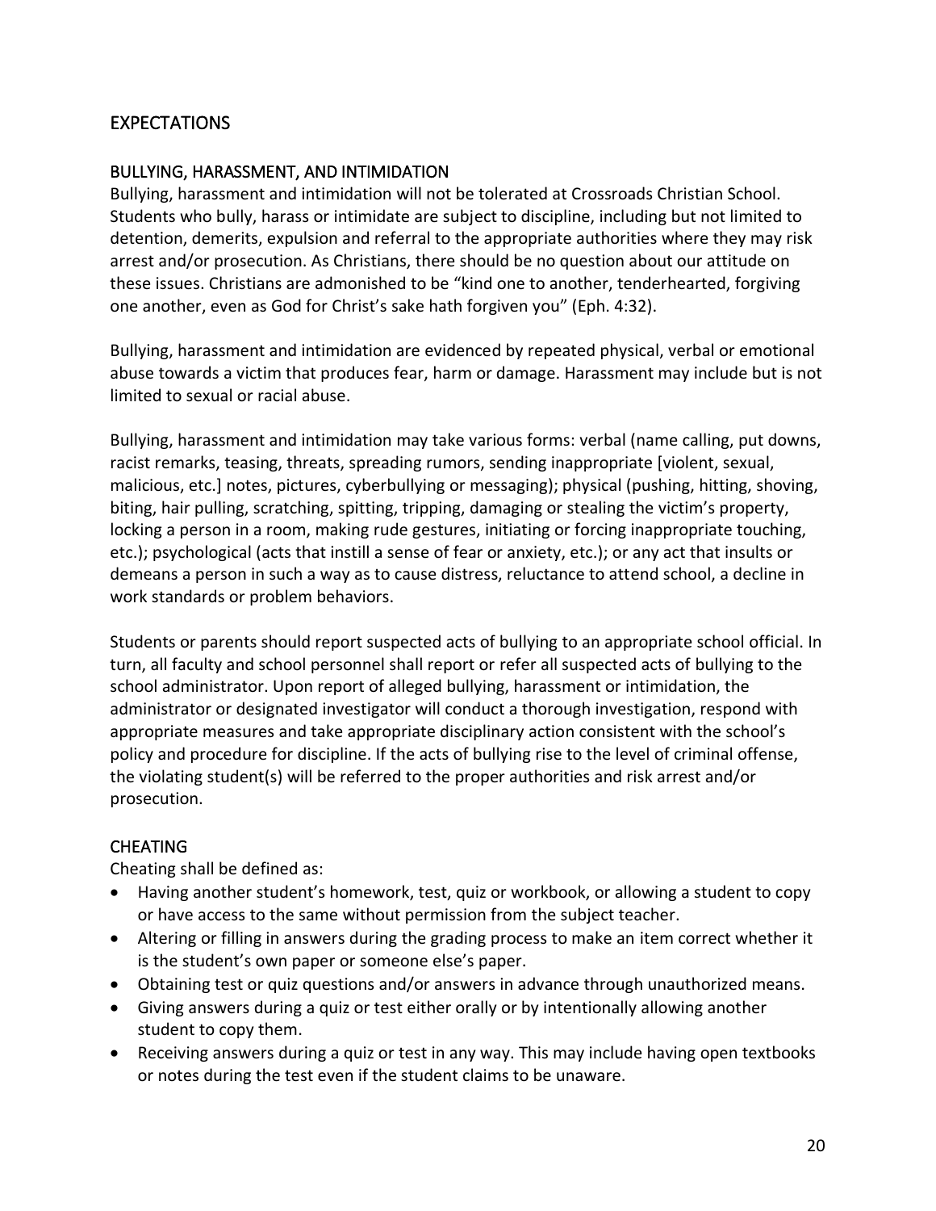## EXPECTATIONS

### BULLYING, HARASSMENT, AND INTIMIDATION

Bullying, harassment and intimidation will not be tolerated at Crossroads Christian School. Students who bully, harass or intimidate are subject to discipline, including but not limited to detention, demerits, expulsion and referral to the appropriate authorities where they may risk arrest and/or prosecution. As Christians, there should be no question about our attitude on these issues. Christians are admonished to be "kind one to another, tenderhearted, forgiving one another, even as God for Christ's sake hath forgiven you" (Eph. 4:32).

Bullying, harassment and intimidation are evidenced by repeated physical, verbal or emotional abuse towards a victim that produces fear, harm or damage. Harassment may include but is not limited to sexual or racial abuse.

Bullying, harassment and intimidation may take various forms: verbal (name calling, put downs, racist remarks, teasing, threats, spreading rumors, sending inappropriate [violent, sexual, malicious, etc.] notes, pictures, cyberbullying or messaging); physical (pushing, hitting, shoving, biting, hair pulling, scratching, spitting, tripping, damaging or stealing the victim's property, locking a person in a room, making rude gestures, initiating or forcing inappropriate touching, etc.); psychological (acts that instill a sense of fear or anxiety, etc.); or any act that insults or demeans a person in such a way as to cause distress, reluctance to attend school, a decline in work standards or problem behaviors.

Students or parents should report suspected acts of bullying to an appropriate school official. In turn, all faculty and school personnel shall report or refer all suspected acts of bullying to the school administrator. Upon report of alleged bullying, harassment or intimidation, the administrator or designated investigator will conduct a thorough investigation, respond with appropriate measures and take appropriate disciplinary action consistent with the school's policy and procedure for discipline. If the acts of bullying rise to the level of criminal offense, the violating student(s) will be referred to the proper authorities and risk arrest and/or prosecution.

### CHEATING

Cheating shall be defined as:

- Having another student's homework, test, quiz or workbook, or allowing a student to copy or have access to the same without permission from the subject teacher.
- Altering or filling in answers during the grading process to make an item correct whether it is the student's own paper or someone else's paper.
- Obtaining test or quiz questions and/or answers in advance through unauthorized means.
- Giving answers during a quiz or test either orally or by intentionally allowing another student to copy them.
- Receiving answers during a quiz or test in any way. This may include having open textbooks or notes during the test even if the student claims to be unaware.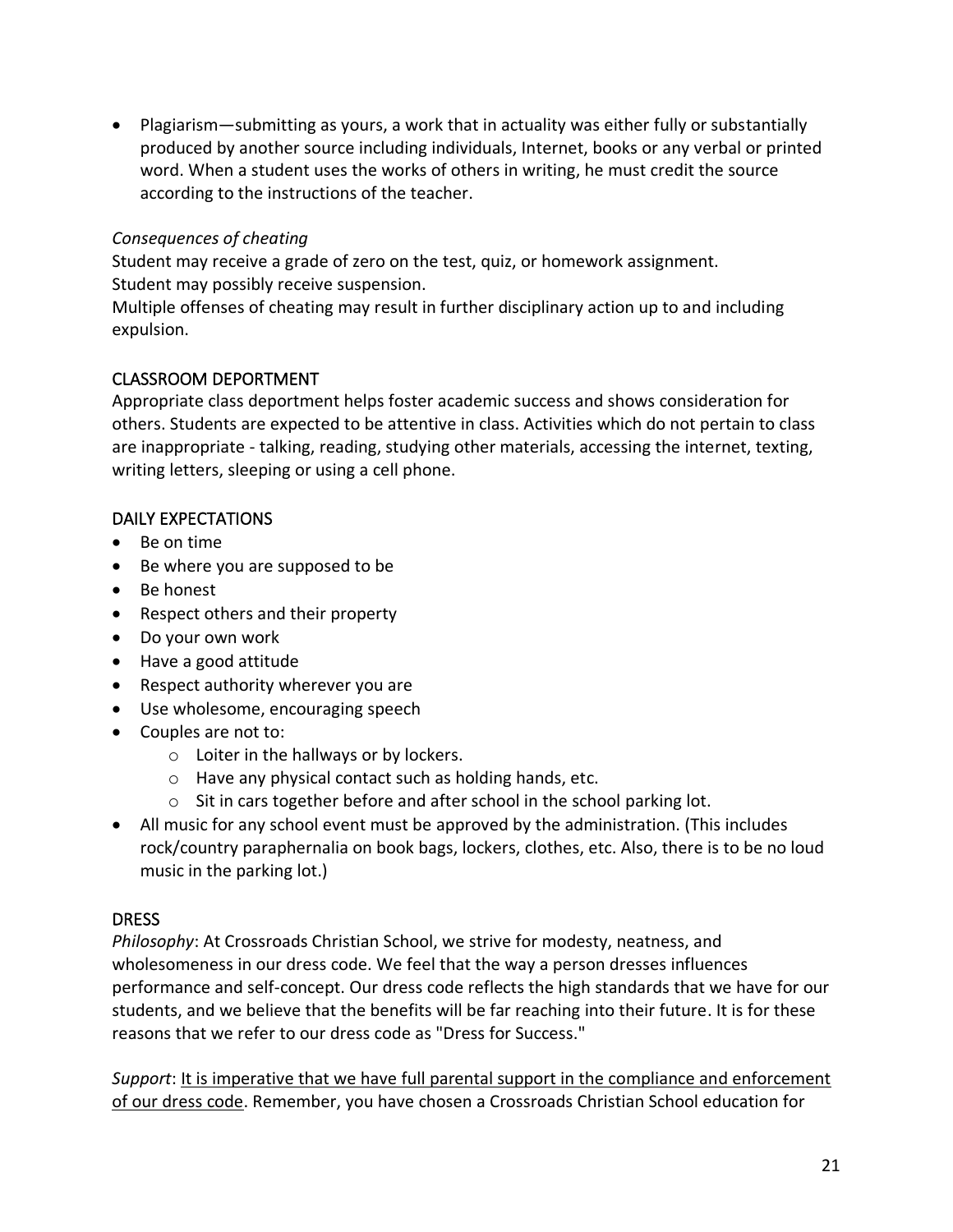- Plagiarism—submitting as yours, a work that in actuality was either fully or substantially produced by another source including individuals, Internet, books or any verbal or printed word. When a student uses the works of others in writing, he must credit the source according to the instructions of the teacher.

*Consequences of cheating*

Student may receive a grade of zero on the test, quiz, or homework assignment.
Student may possibly receive suspension.
Multiple offenses of cheating may result in further disciplinary action up to and including expulsion.

## CLASSROOM DEPORTMENT

Appropriate class deportment helps foster academic success and shows consideration for others. Students are expected to be attentive in class. Activities which do not pertain to class are inappropriate - talking, reading, studying other materials, accessing the internet, texting, writing letters, sleeping or using a cell phone.

## DAILY EXPECTATIONS

- Be on time
- Be where you are supposed to be
- Be honest
- Respect others and their property
- Do your own work
- Have a good attitude
- Respect authority wherever you are
- Use wholesome, encouraging speech
- Couples are not to:
    - Loiter in the hallways or by lockers.
    - Have any physical contact such as holding hands, etc.
    - Sit in cars together before and after school in the school parking lot.
- All music for any school event must be approved by the administration. (This includes rock/country paraphernalia on book bags, lockers, clothes, etc. Also, there is to be no loud music in the parking lot.)

## DRESS

*Philosophy*: At Crossroads Christian School, we strive for modesty, neatness, and wholesomeness in our dress code. We feel that the way a person dresses influences performance and self-concept. Our dress code reflects the high standards that we have for our students, and we believe that the benefits will be far reaching into their future. It is for these reasons that we refer to our dress code as "Dress for Success."

*Support*: <u>It is imperative that we have full parental support in the compliance and enforcement of our dress code</u>. Remember, you have chosen a Crossroads Christian School education for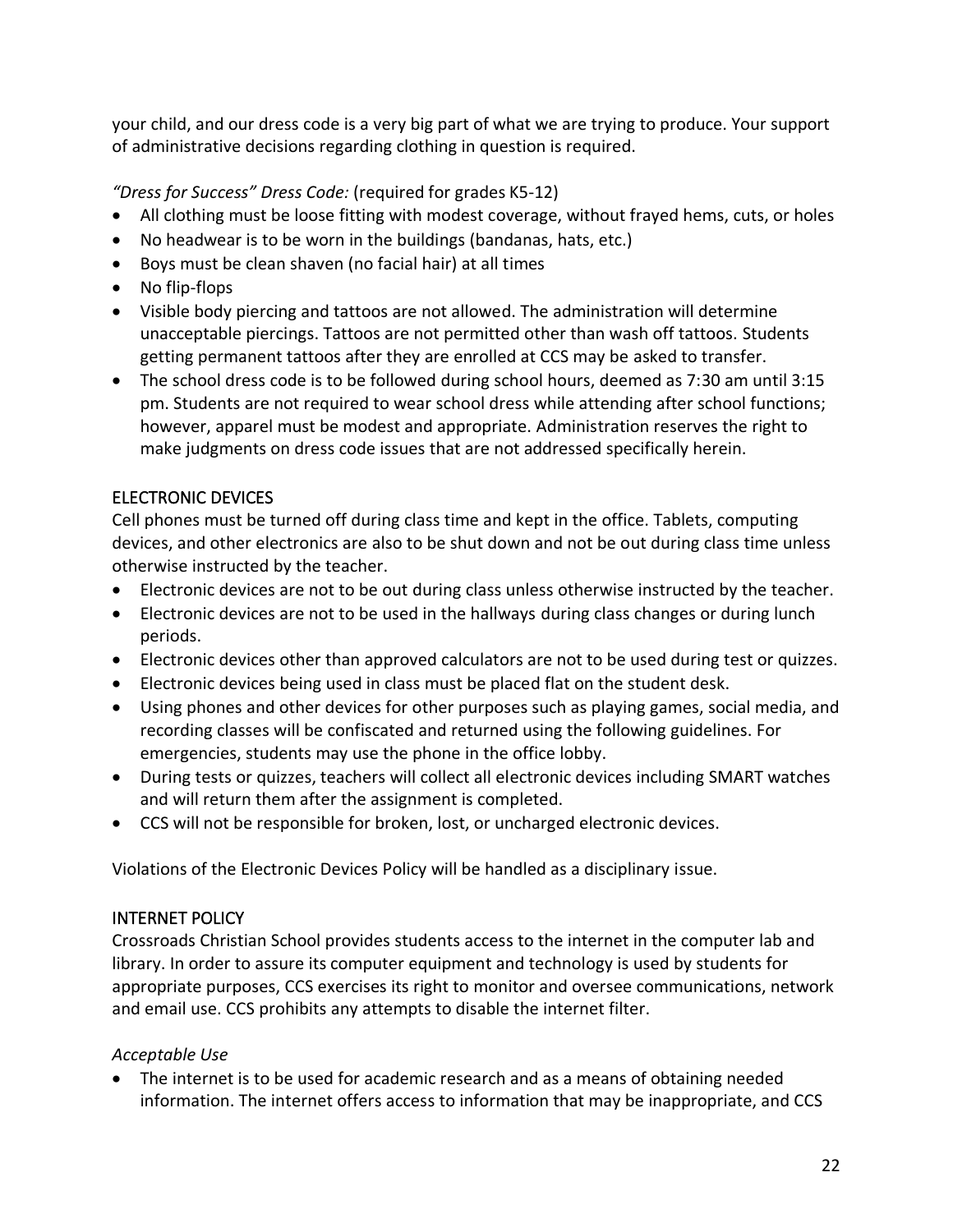your child, and our dress code is a very big part of what we are trying to produce. Your support of administrative decisions regarding clothing in question is required.

*"Dress for Success" Dress Code:* (required for grades K5-12)

- All clothing must be loose fitting with modest coverage, without frayed hems, cuts, or holes
- No headwear is to be worn in the buildings (bandanas, hats, etc.)
- Boys must be clean shaven (no facial hair) at all times
- No flip-flops
- Visible body piercing and tattoos are not allowed. The administration will determine unacceptable piercings. Tattoos are not permitted other than wash off tattoos. Students getting permanent tattoos after they are enrolled at CCS may be asked to transfer.
- The school dress code is to be followed during school hours, deemed as 7:30 am until 3:15 pm. Students are not required to wear school dress while attending after school functions; however, apparel must be modest and appropriate. Administration reserves the right to make judgments on dress code issues that are not addressed specifically herein.

## ELECTRONIC DEVICES

Cell phones must be turned off during class time and kept in the office. Tablets, computing devices, and other electronics are also to be shut down and not be out during class time unless otherwise instructed by the teacher.

- Electronic devices are not to be out during class unless otherwise instructed by the teacher.
- Electronic devices are not to be used in the hallways during class changes or during lunch periods.
- Electronic devices other than approved calculators are not to be used during test or quizzes.
- Electronic devices being used in class must be placed flat on the student desk.
- Using phones and other devices for other purposes such as playing games, social media, and recording classes will be confiscated and returned using the following guidelines. For emergencies, students may use the phone in the office lobby.
- During tests or quizzes, teachers will collect all electronic devices including SMART watches and will return them after the assignment is completed.
- CCS will not be responsible for broken, lost, or uncharged electronic devices.

Violations of the Electronic Devices Policy will be handled as a disciplinary issue.

## INTERNET POLICY

Crossroads Christian School provides students access to the internet in the computer lab and library. In order to assure its computer equipment and technology is used by students for appropriate purposes, CCS exercises its right to monitor and oversee communications, network and email use. CCS prohibits any attempts to disable the internet filter.

*Acceptable Use*

- The internet is to be used for academic research and as a means of obtaining needed information. The internet offers access to information that may be inappropriate, and CCS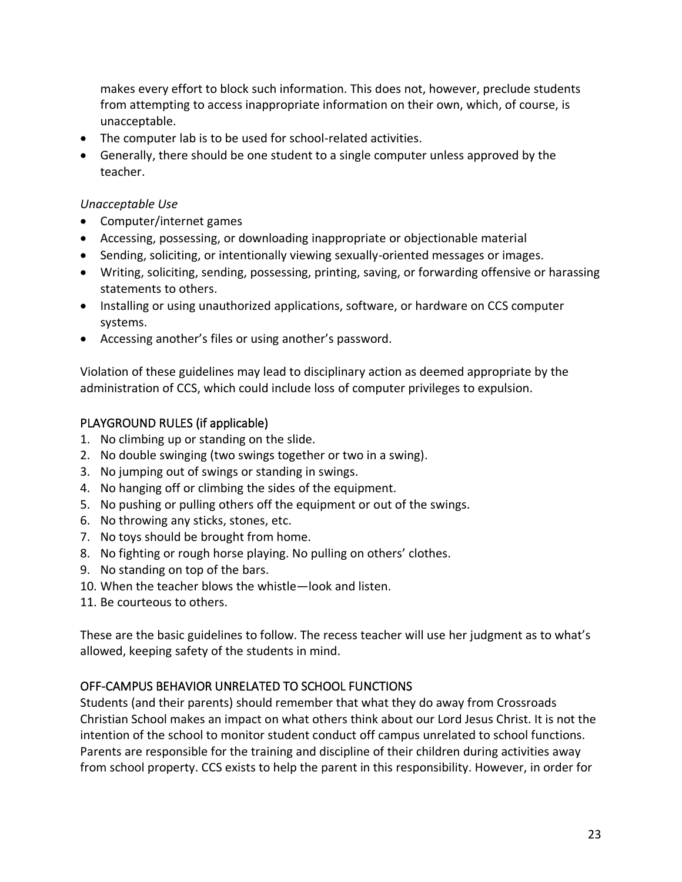makes every effort to block such information. This does not, however, preclude students from attempting to access inappropriate information on their own, which, of course, is unacceptable.

- The computer lab is to be used for school-related activities.
- Generally, there should be one student to a single computer unless approved by the teacher.

*Unacceptable Use*

- Computer/internet games
- Accessing, possessing, or downloading inappropriate or objectionable material
- Sending, soliciting, or intentionally viewing sexually-oriented messages or images.
- Writing, soliciting, sending, possessing, printing, saving, or forwarding offensive or harassing statements to others.
- Installing or using unauthorized applications, software, or hardware on CCS computer systems.
- Accessing another's files or using another's password.

Violation of these guidelines may lead to disciplinary action as deemed appropriate by the administration of CCS, which could include loss of computer privileges to expulsion.

## PLAYGROUND RULES (if applicable)

1. No climbing up or standing on the slide.
2. No double swinging (two swings together or two in a swing).
3. No jumping out of swings or standing in swings.
4. No hanging off or climbing the sides of the equipment.
5. No pushing or pulling others off the equipment or out of the swings.
6. No throwing any sticks, stones, etc.
7. No toys should be brought from home.
8. No fighting or rough horse playing. No pulling on others' clothes.
9. No standing on top of the bars.
10. When the teacher blows the whistle—look and listen.
11. Be courteous to others.

These are the basic guidelines to follow. The recess teacher will use her judgment as to what's allowed, keeping safety of the students in mind.

## OFF-CAMPUS BEHAVIOR UNRELATED TO SCHOOL FUNCTIONS

Students (and their parents) should remember that what they do away from Crossroads Christian School makes an impact on what others think about our Lord Jesus Christ. It is not the intention of the school to monitor student conduct off campus unrelated to school functions. Parents are responsible for the training and discipline of their children during activities away from school property. CCS exists to help the parent in this responsibility. However, in order for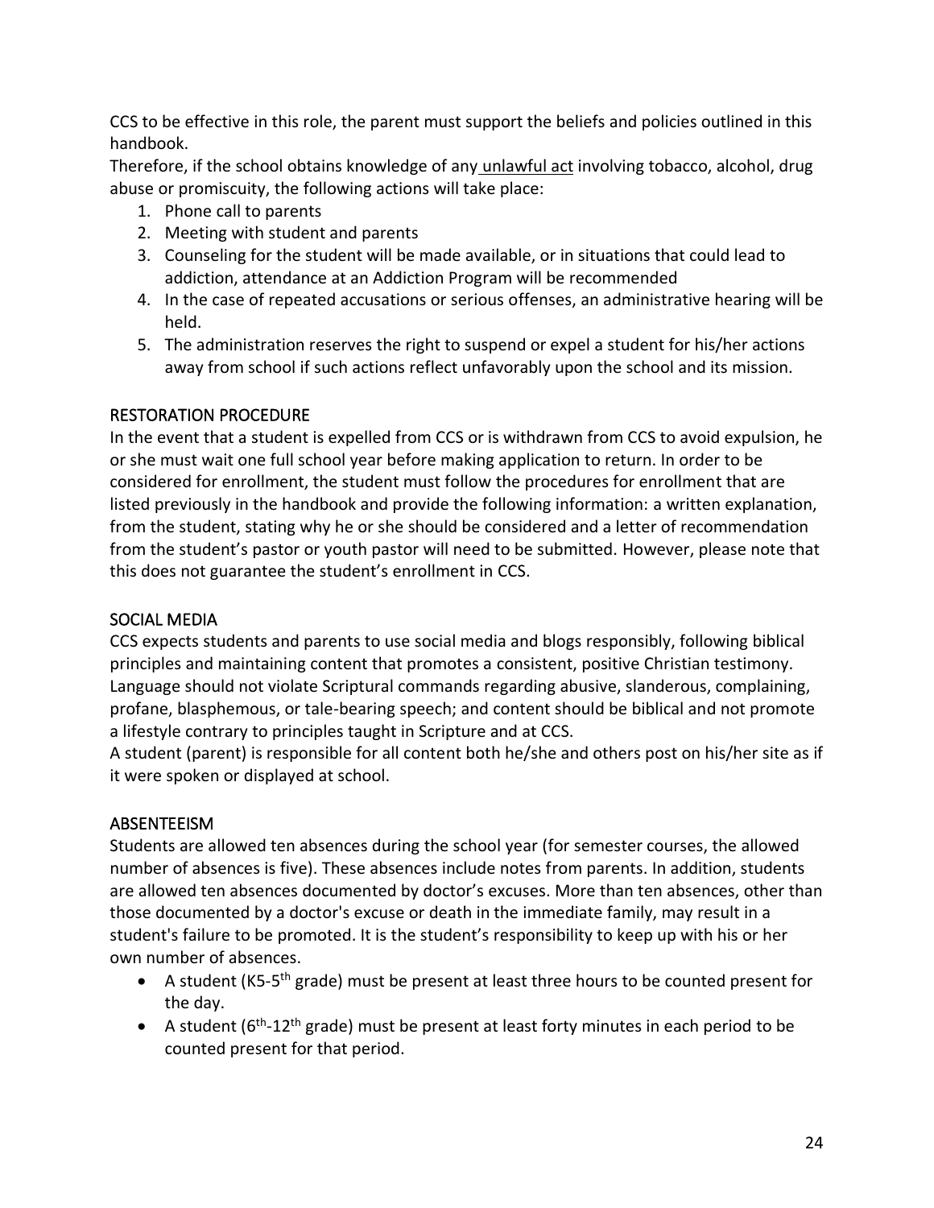CCS to be effective in this role, the parent must support the beliefs and policies outlined in this handbook.

Therefore, if the school obtains knowledge of any <u>unlawful act</u> involving tobacco, alcohol, drug abuse or promiscuity, the following actions will take place:

1. Phone call to parents
2. Meeting with student and parents
3. Counseling for the student will be made available, or in situations that could lead to addiction, attendance at an Addiction Program will be recommended
4. In the case of repeated accusations or serious offenses, an administrative hearing will be held.
5. The administration reserves the right to suspend or expel a student for his/her actions away from school if such actions reflect unfavorably upon the school and its mission.

## RESTORATION PROCEDURE

In the event that a student is expelled from CCS or is withdrawn from CCS to avoid expulsion, he or she must wait one full school year before making application to return. In order to be considered for enrollment, the student must follow the procedures for enrollment that are listed previously in the handbook and provide the following information: a written explanation, from the student, stating why he or she should be considered and a letter of recommendation from the student's pastor or youth pastor will need to be submitted. However, please note that this does not guarantee the student's enrollment in CCS.

## SOCIAL MEDIA

CCS expects students and parents to use social media and blogs responsibly, following biblical principles and maintaining content that promotes a consistent, positive Christian testimony. Language should not violate Scriptural commands regarding abusive, slanderous, complaining, profane, blasphemous, or tale-bearing speech; and content should be biblical and not promote a lifestyle contrary to principles taught in Scripture and at CCS.

A student (parent) is responsible for all content both he/she and others post on his/her site as if it were spoken or displayed at school.

## ABSENTEEISM

Students are allowed ten absences during the school year (for semester courses, the allowed number of absences is five). These absences include notes from parents. In addition, students are allowed ten absences documented by doctor's excuses. More than ten absences, other than those documented by a doctor's excuse or death in the immediate family, may result in a student's failure to be promoted. It is the student's responsibility to keep up with his or her own number of absences.

- A student (K5-5th grade) must be present at least three hours to be counted present for the day.
- A student (6th-12th grade) must be present at least forty minutes in each period to be counted present for that period.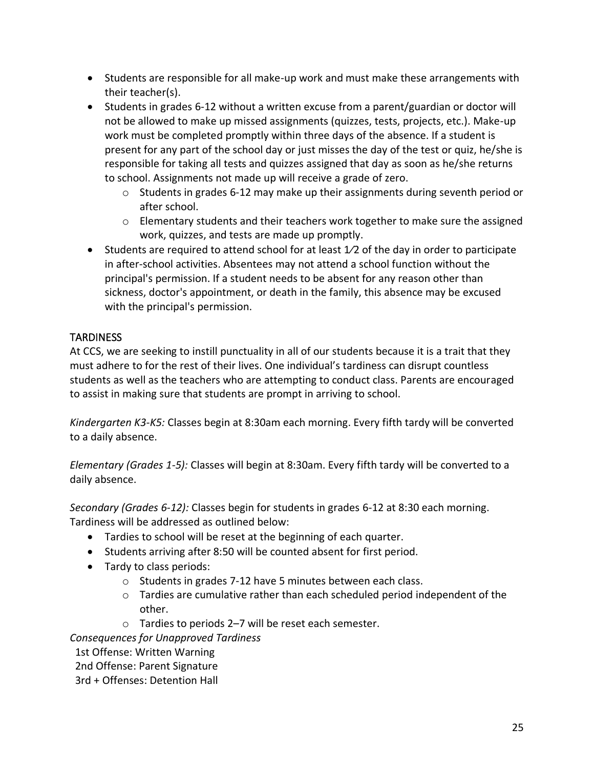- Students are responsible for all make-up work and must make these arrangements with their teacher(s).
- Students in grades 6-12 without a written excuse from a parent/guardian or doctor will not be allowed to make up missed assignments (quizzes, tests, projects, etc.). Make-up work must be completed promptly within three days of the absence. If a student is present for any part of the school day or just misses the day of the test or quiz, he/she is responsible for taking all tests and quizzes assigned that day as soon as he/she returns to school. Assignments not made up will receive a grade of zero.
  - Students in grades 6-12 may make up their assignments during seventh period or after school.
  - Elementary students and their teachers work together to make sure the assigned work, quizzes, and tests are made up promptly.
- Students are required to attend school for at least 1⁄2 of the day in order to participate in after-school activities. Absentees may not attend a school function without the principal's permission. If a student needs to be absent for any reason other than sickness, doctor's appointment, or death in the family, this absence may be excused with the principal's permission.

## TARDINESS

At CCS, we are seeking to instill punctuality in all of our students because it is a trait that they must adhere to for the rest of their lives. One individual's tardiness can disrupt countless students as well as the teachers who are attempting to conduct class. Parents are encouraged to assist in making sure that students are prompt in arriving to school.

*Kindergarten K3-K5:* Classes begin at 8:30am each morning. Every fifth tardy will be converted to a daily absence.

*Elementary (Grades 1-5):* Classes will begin at 8:30am. Every fifth tardy will be converted to a daily absence.

*Secondary (Grades 6-12):* Classes begin for students in grades 6-12 at 8:30 each morning. Tardiness will be addressed as outlined below:

- Tardies to school will be reset at the beginning of each quarter.
- Students arriving after 8:50 will be counted absent for first period.
- Tardy to class periods:
  - Students in grades 7-12 have 5 minutes between each class.
  - Tardies are cumulative rather than each scheduled period independent of the other.
  - Tardies to periods 2–7 will be reset each semester.

*Consequences for Unapproved Tardiness*

1st Offense: Written Warning
2nd Offense: Parent Signature
3rd + Offenses: Detention Hall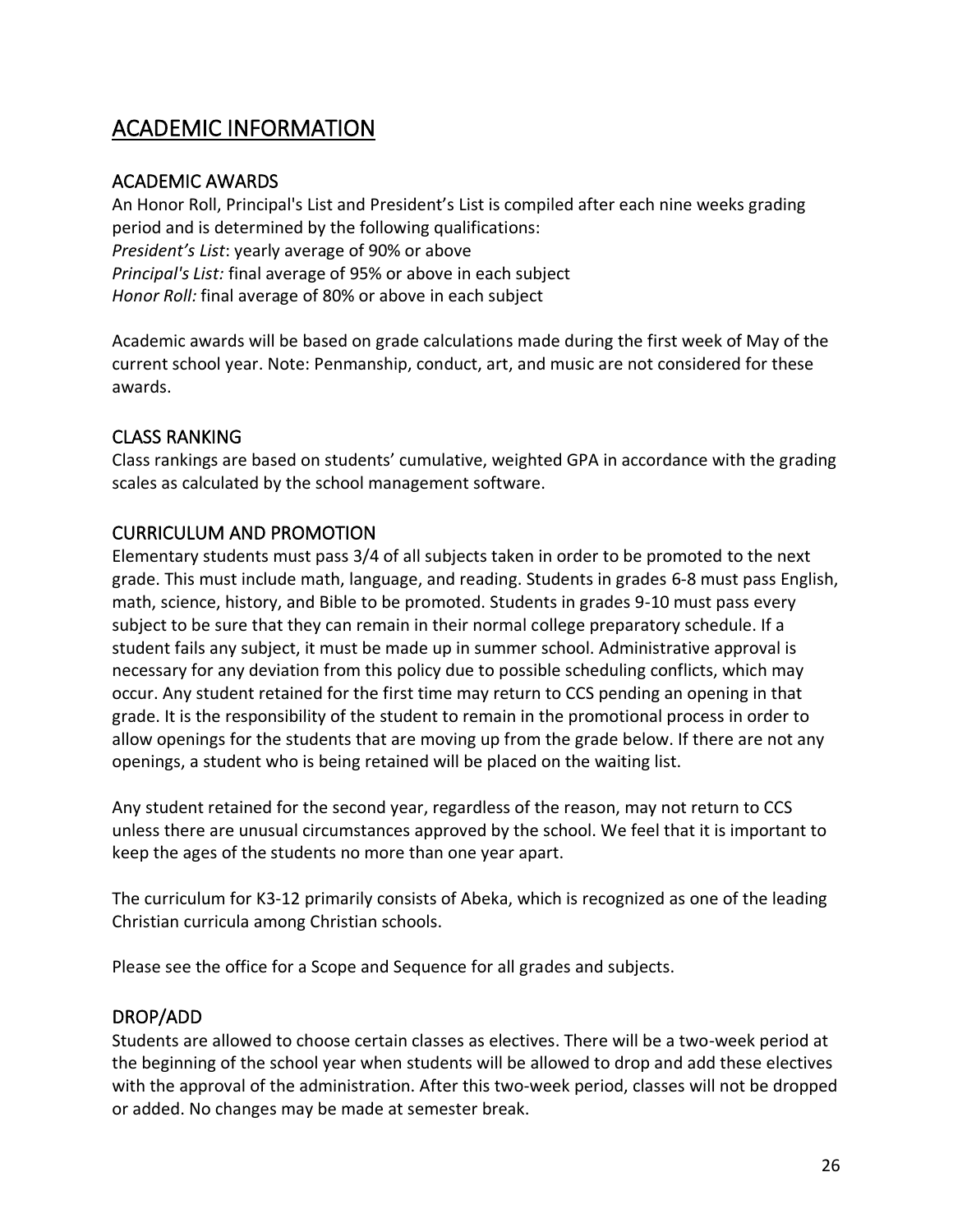# ACADEMIC INFORMATION

## ACADEMIC AWARDS

An Honor Roll, Principal's List and President's List is compiled after each nine weeks grading period and is determined by the following qualifications:

*President's List*: yearly average of 90% or above
*Principal's List:* final average of 95% or above in each subject
*Honor Roll:* final average of 80% or above in each subject

Academic awards will be based on grade calculations made during the first week of May of the current school year. Note: Penmanship, conduct, art, and music are not considered for these awards.

## CLASS RANKING

Class rankings are based on students' cumulative, weighted GPA in accordance with the grading scales as calculated by the school management software.

## CURRICULUM AND PROMOTION

Elementary students must pass 3/4 of all subjects taken in order to be promoted to the next grade. This must include math, language, and reading. Students in grades 6-8 must pass English, math, science, history, and Bible to be promoted. Students in grades 9-10 must pass every subject to be sure that they can remain in their normal college preparatory schedule. If a student fails any subject, it must be made up in summer school. Administrative approval is necessary for any deviation from this policy due to possible scheduling conflicts, which may occur. Any student retained for the first time may return to CCS pending an opening in that grade. It is the responsibility of the student to remain in the promotional process in order to allow openings for the students that are moving up from the grade below. If there are not any openings, a student who is being retained will be placed on the waiting list.

Any student retained for the second year, regardless of the reason, may not return to CCS unless there are unusual circumstances approved by the school. We feel that it is important to keep the ages of the students no more than one year apart.

The curriculum for K3-12 primarily consists of Abeka, which is recognized as one of the leading Christian curricula among Christian schools.

Please see the office for a Scope and Sequence for all grades and subjects.

## DROP/ADD

Students are allowed to choose certain classes as electives. There will be a two-week period at the beginning of the school year when students will be allowed to drop and add these electives with the approval of the administration. After this two-week period, classes will not be dropped or added. No changes may be made at semester break.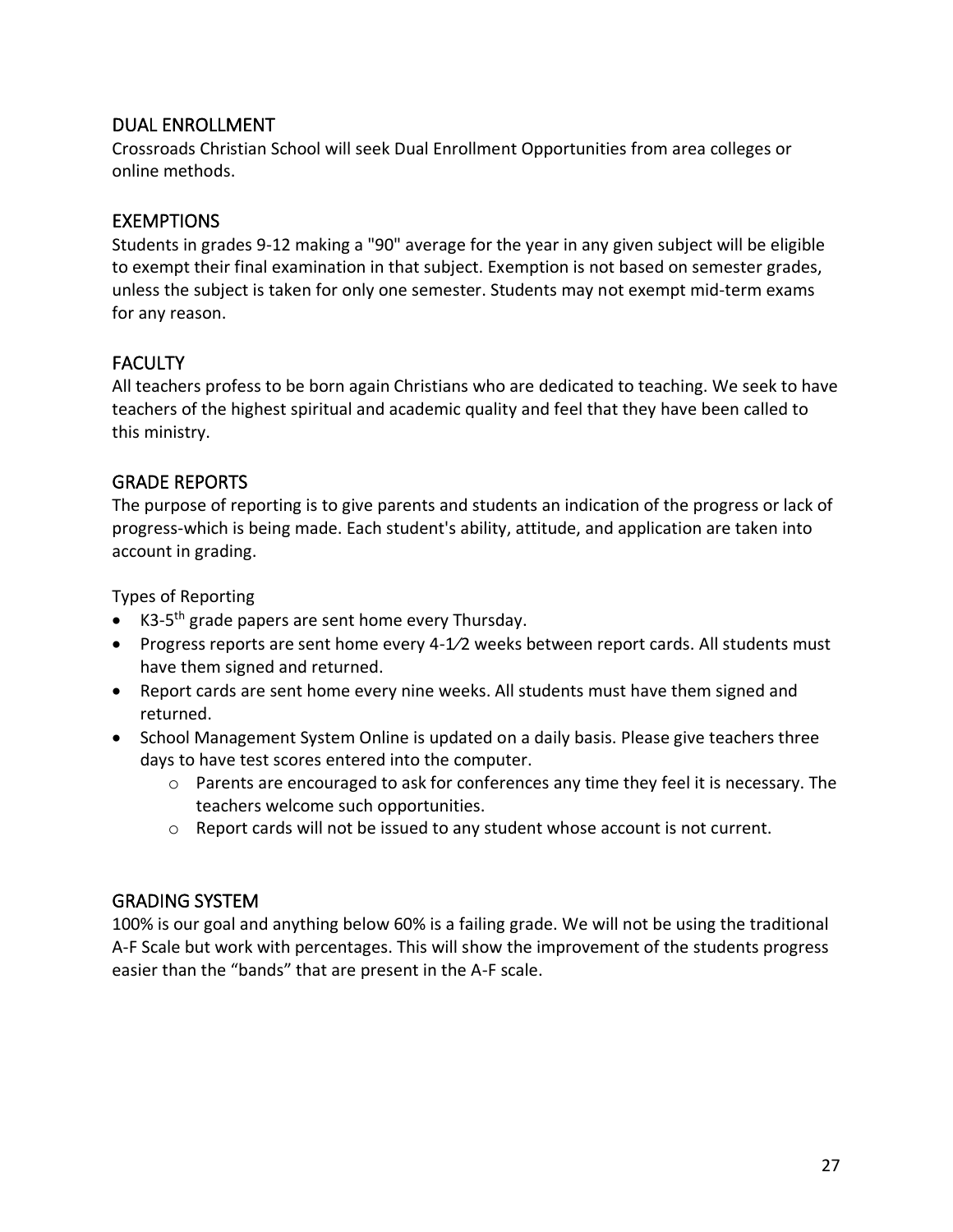## DUAL ENROLLMENT

Crossroads Christian School will seek Dual Enrollment Opportunities from area colleges or online methods.

## EXEMPTIONS

Students in grades 9-12 making a "90" average for the year in any given subject will be eligible to exempt their final examination in that subject. Exemption is not based on semester grades, unless the subject is taken for only one semester. Students may not exempt mid-term exams for any reason.

## FACULTY

All teachers profess to be born again Christians who are dedicated to teaching. We seek to have teachers of the highest spiritual and academic quality and feel that they have been called to this ministry.

## GRADE REPORTS

The purpose of reporting is to give parents and students an indication of the progress or lack of progress-which is being made. Each student's ability, attitude, and application are taken into account in grading.

Types of Reporting

- K3-5th grade papers are sent home every Thursday.
- Progress reports are sent home every 4-1⁄2 weeks between report cards. All students must have them signed and returned.
- Report cards are sent home every nine weeks. All students must have them signed and returned.
- School Management System Online is updated on a daily basis. Please give teachers three days to have test scores entered into the computer.
  - Parents are encouraged to ask for conferences any time they feel it is necessary. The teachers welcome such opportunities.
  - Report cards will not be issued to any student whose account is not current.

## GRADING SYSTEM

100% is our goal and anything below 60% is a failing grade. We will not be using the traditional A-F Scale but work with percentages. This will show the improvement of the students progress easier than the “bands” that are present in the A-F scale.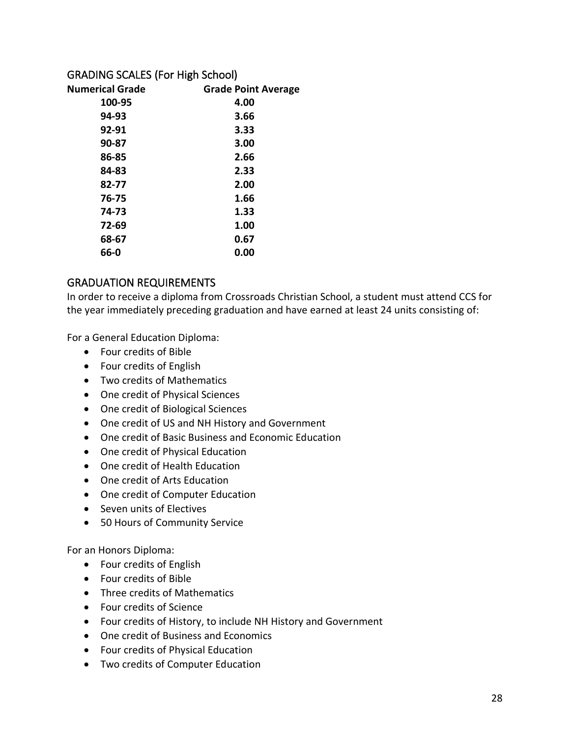## GRADING SCALES (For High School)

| Numerical Grade | Grade Point Average |
|---|---|
| 100-95 | 4.00 |
| 94-93 | 3.66 |
| 92-91 | 3.33 |
| 90-87 | 3.00 |
| 86-85 | 2.66 |
| 84-83 | 2.33 |
| 82-77 | 2.00 |
| 76-75 | 1.66 |
| 74-73 | 1.33 |
| 72-69 | 1.00 |
| 68-67 | 0.67 |
| 66-0 | 0.00 |

## GRADUATION REQUIREMENTS

In order to receive a diploma from Crossroads Christian School, a student must attend CCS for the year immediately preceding graduation and have earned at least 24 units consisting of:

For a General Education Diploma:

- Four credits of Bible
- Four credits of English
- Two credits of Mathematics
- One credit of Physical Sciences
- One credit of Biological Sciences
- One credit of US and NH History and Government
- One credit of Basic Business and Economic Education
- One credit of Physical Education
- One credit of Health Education
- One credit of Arts Education
- One credit of Computer Education
- Seven units of Electives
- 50 Hours of Community Service

For an Honors Diploma:

- Four credits of English
- Four credits of Bible
- Three credits of Mathematics
- Four credits of Science
- Four credits of History, to include NH History and Government
- One credit of Business and Economics
- Four credits of Physical Education
- Two credits of Computer Education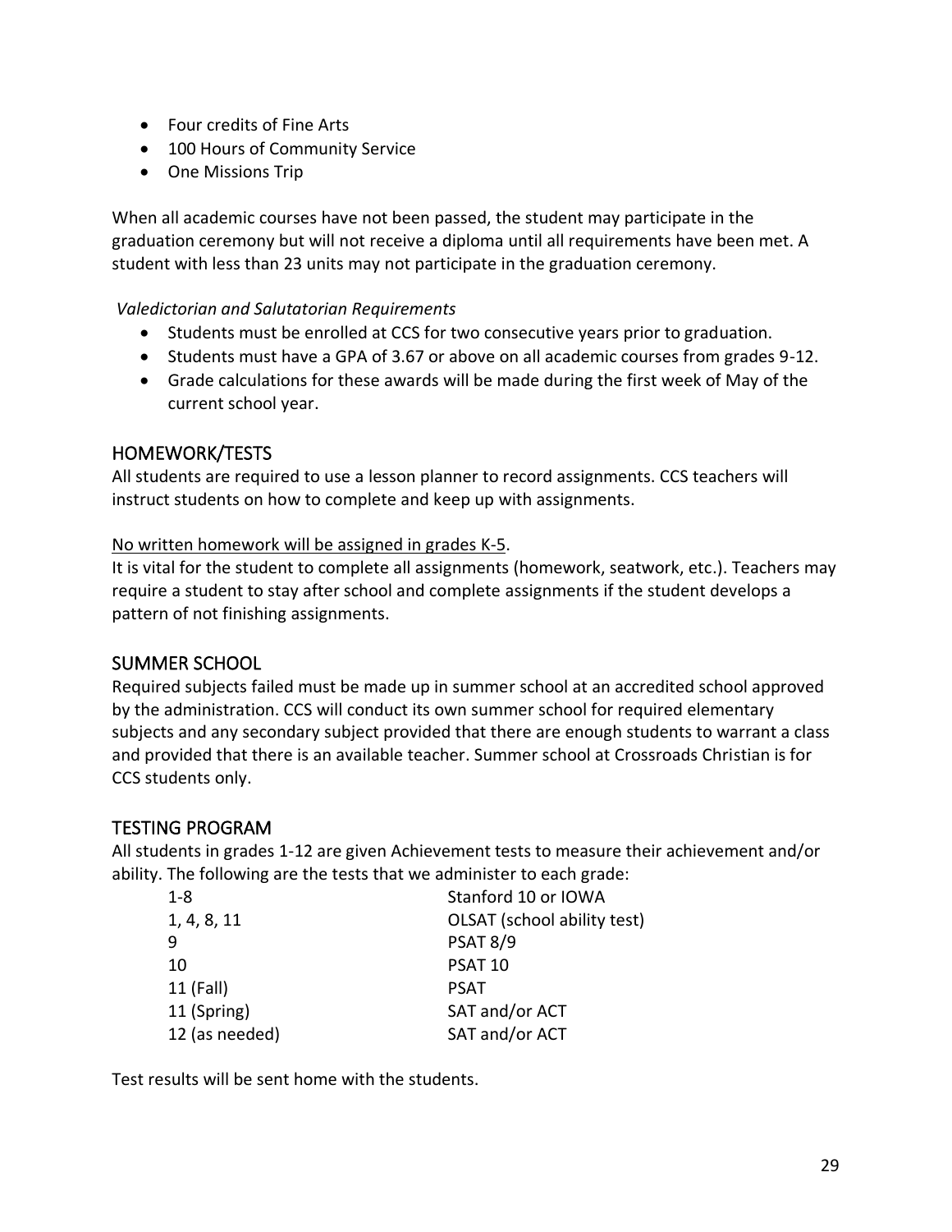- Four credits of Fine Arts
- 100 Hours of Community Service
- One Missions Trip

When all academic courses have not been passed, the student may participate in the graduation ceremony but will not receive a diploma until all requirements have been met. A student with less than 23 units may not participate in the graduation ceremony.

*Valedictorian and Salutatorian Requirements*

- Students must be enrolled at CCS for two consecutive years prior to graduation.
- Students must have a GPA of 3.67 or above on all academic courses from grades 9-12.
- Grade calculations for these awards will be made during the first week of May of the current school year.

## HOMEWORK/TESTS

All students are required to use a lesson planner to record assignments. CCS teachers will instruct students on how to complete and keep up with assignments.

<u>No written homework will be assigned in grades K-5</u>.

It is vital for the student to complete all assignments (homework, seatwork, etc.). Teachers may require a student to stay after school and complete assignments if the student develops a pattern of not finishing assignments.

## SUMMER SCHOOL

Required subjects failed must be made up in summer school at an accredited school approved by the administration. CCS will conduct its own summer school for required elementary subjects and any secondary subject provided that there are enough students to warrant a class and provided that there is an available teacher. Summer school at Crossroads Christian is for CCS students only.

## TESTING PROGRAM

All students in grades 1-12 are given Achievement tests to measure their achievement and/or ability. The following are the tests that we administer to each grade:

| Grade | Test |
|---|---|
| 1-8 | Stanford 10 or IOWA |
| 1, 4, 8, 11 | OLSAT (school ability test) |
| 9 | PSAT 8/9 |
| 10 | PSAT 10 |
| 11 (Fall) | PSAT |
| 11 (Spring) | SAT and/or ACT |
| 12 (as needed) | SAT and/or ACT |

Test results will be sent home with the students.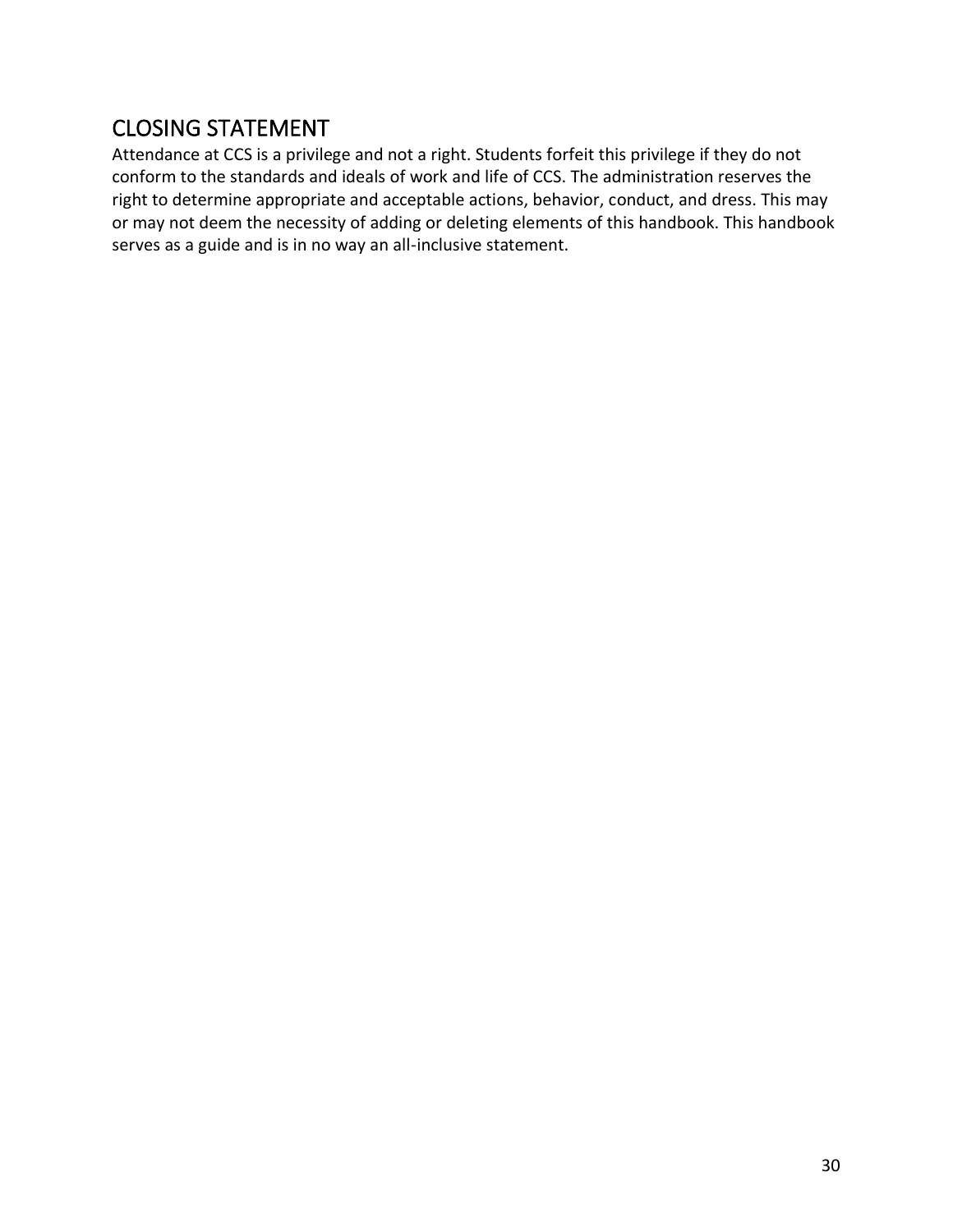## CLOSING STATEMENT

Attendance at CCS is a privilege and not a right. Students forfeit this privilege if they do not conform to the standards and ideals of work and life of CCS. The administration reserves the right to determine appropriate and acceptable actions, behavior, conduct, and dress. This may or may not deem the necessity of adding or deleting elements of this handbook. This handbook serves as a guide and is in no way an all-inclusive statement.